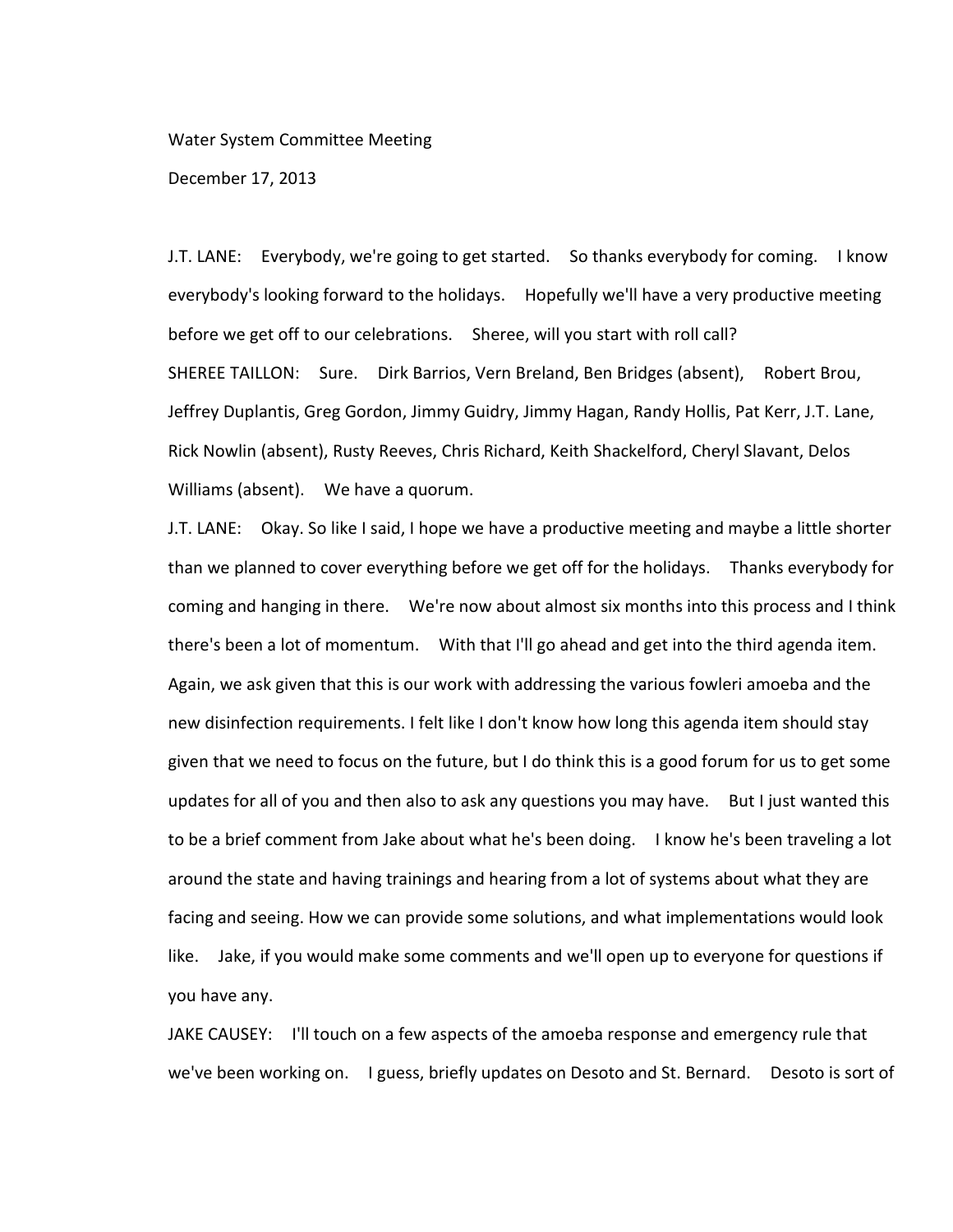Water System Committee Meeting

December 17, 2013

J.T. LANE: Everybody, we're going to get started. So thanks everybody for coming. I know everybody's looking forward to the holidays. Hopefully we'll have a very productive meeting before we get off to our celebrations. Sheree, will you start with roll call?

SHEREE TAILLON: Sure. Dirk Barrios, Vern Breland, Ben Bridges (absent), Robert Brou, Jeffrey Duplantis, Greg Gordon, Jimmy Guidry, Jimmy Hagan, Randy Hollis, Pat Kerr, J.T. Lane, Rick Nowlin (absent), Rusty Reeves, Chris Richard, Keith Shackelford, Cheryl Slavant, Delos Williams (absent). We have a quorum.

J.T. LANE: Okay. So like I said, I hope we have a productive meeting and maybe a little shorter than we planned to cover everything before we get off for the holidays. Thanks everybody for coming and hanging in there. We're now about almost six months into this process and I think there's been a lot of momentum. With that I'll go ahead and get into the third agenda item. Again, we ask given that this is our work with addressing the various fowleri amoeba and the new disinfection requirements. I felt like I don't know how long this agenda item should stay given that we need to focus on the future, but I do think this is a good forum for us to get some updates for all of you and then also to ask any questions you may have. But I just wanted this to be a brief comment from Jake about what he's been doing. I know he's been traveling a lot around the state and having trainings and hearing from a lot of systems about what they are facing and seeing. How we can provide some solutions, and what implementations would look like. Jake, if you would make some comments and we'll open up to everyone for questions if you have any.

JAKE CAUSEY: I'll touch on a few aspects of the amoeba response and emergency rule that we've been working on. I guess, briefly updates on Desoto and St. Bernard. Desoto is sort of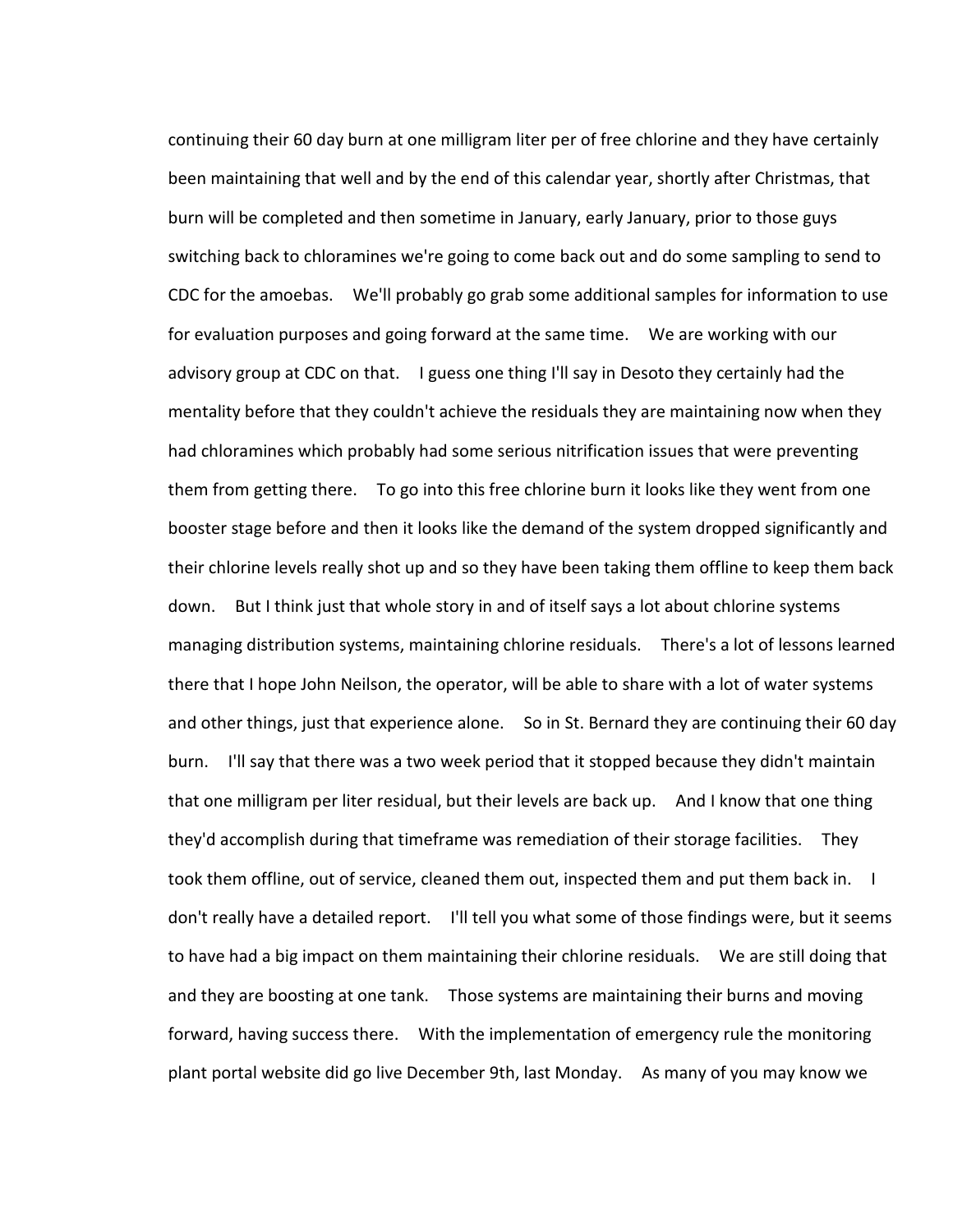continuing their 60 day burn at one milligram liter per of free chlorine and they have certainly been maintaining that well and by the end of this calendar year, shortly after Christmas, that burn will be completed and then sometime in January, early January, prior to those guys switching back to chloramines we're going to come back out and do some sampling to send to CDC for the amoebas. We'll probably go grab some additional samples for information to use for evaluation purposes and going forward at the same time. We are working with our advisory group at CDC on that. I guess one thing I'll say in Desoto they certainly had the mentality before that they couldn't achieve the residuals they are maintaining now when they had chloramines which probably had some serious nitrification issues that were preventing them from getting there. To go into this free chlorine burn it looks like they went from one booster stage before and then it looks like the demand of the system dropped significantly and their chlorine levels really shot up and so they have been taking them offline to keep them back down. But I think just that whole story in and of itself says a lot about chlorine systems managing distribution systems, maintaining chlorine residuals. There's a lot of lessons learned there that I hope John Neilson, the operator, will be able to share with a lot of water systems and other things, just that experience alone. So in St. Bernard they are continuing their 60 day burn. I'll say that there was a two week period that it stopped because they didn't maintain that one milligram per liter residual, but their levels are back up. And I know that one thing they'd accomplish during that timeframe was remediation of their storage facilities. They took them offline, out of service, cleaned them out, inspected them and put them back in. I don't really have a detailed report. I'll tell you what some of those findings were, but it seems to have had a big impact on them maintaining their chlorine residuals. We are still doing that and they are boosting at one tank. Those systems are maintaining their burns and moving forward, having success there. With the implementation of emergency rule the monitoring plant portal website did go live December 9th, last Monday. As many of you may know we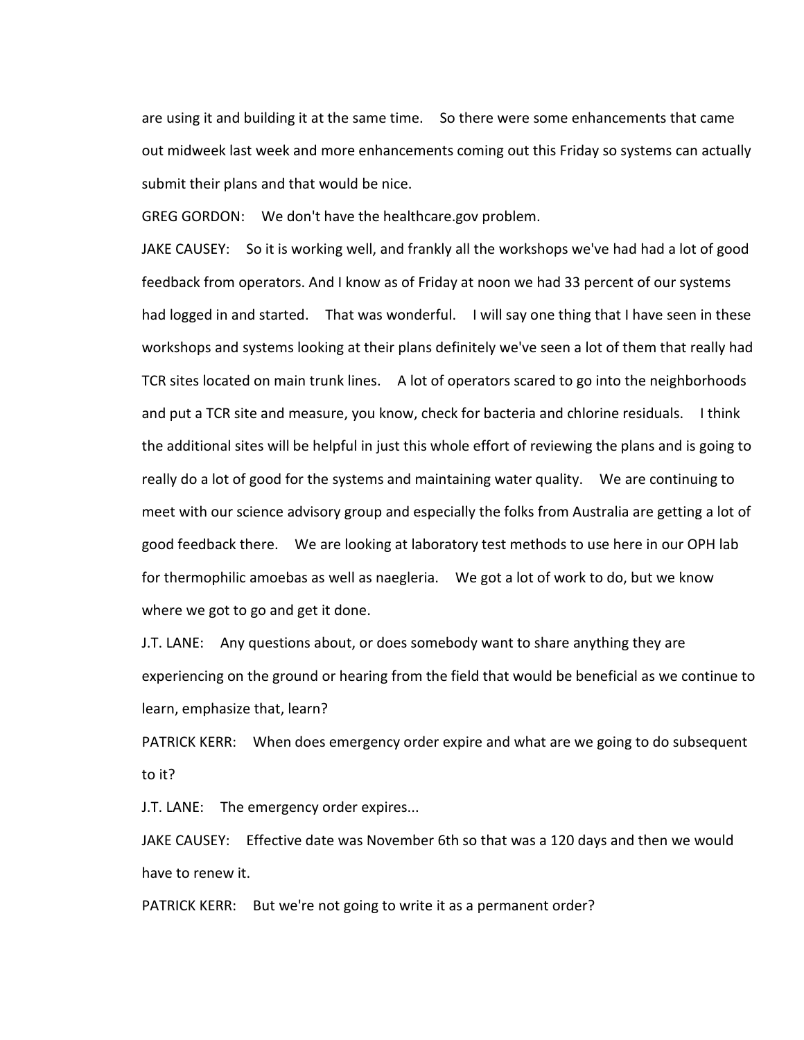are using it and building it at the same time. So there were some enhancements that came out midweek last week and more enhancements coming out this Friday so systems can actually submit their plans and that would be nice.

GREG GORDON: We don't have the healthcare.gov problem.

JAKE CAUSEY: So it is working well, and frankly all the workshops we've had had a lot of good feedback from operators. And I know as of Friday at noon we had 33 percent of our systems had logged in and started. That was wonderful. I will say one thing that I have seen in these workshops and systems looking at their plans definitely we've seen a lot of them that really had TCR sites located on main trunk lines. A lot of operators scared to go into the neighborhoods and put a TCR site and measure, you know, check for bacteria and chlorine residuals. I think the additional sites will be helpful in just this whole effort of reviewing the plans and is going to really do a lot of good for the systems and maintaining water quality. We are continuing to meet with our science advisory group and especially the folks from Australia are getting a lot of good feedback there. We are looking at laboratory test methods to use here in our OPH lab for thermophilic amoebas as well as naegleria. We got a lot of work to do, but we know where we got to go and get it done.

J.T. LANE: Any questions about, or does somebody want to share anything they are experiencing on the ground or hearing from the field that would be beneficial as we continue to learn, emphasize that, learn?

PATRICK KERR: When does emergency order expire and what are we going to do subsequent to it?

J.T. LANE: The emergency order expires...

JAKE CAUSEY: Effective date was November 6th so that was a 120 days and then we would have to renew it.

PATRICK KERR: But we're not going to write it as a permanent order?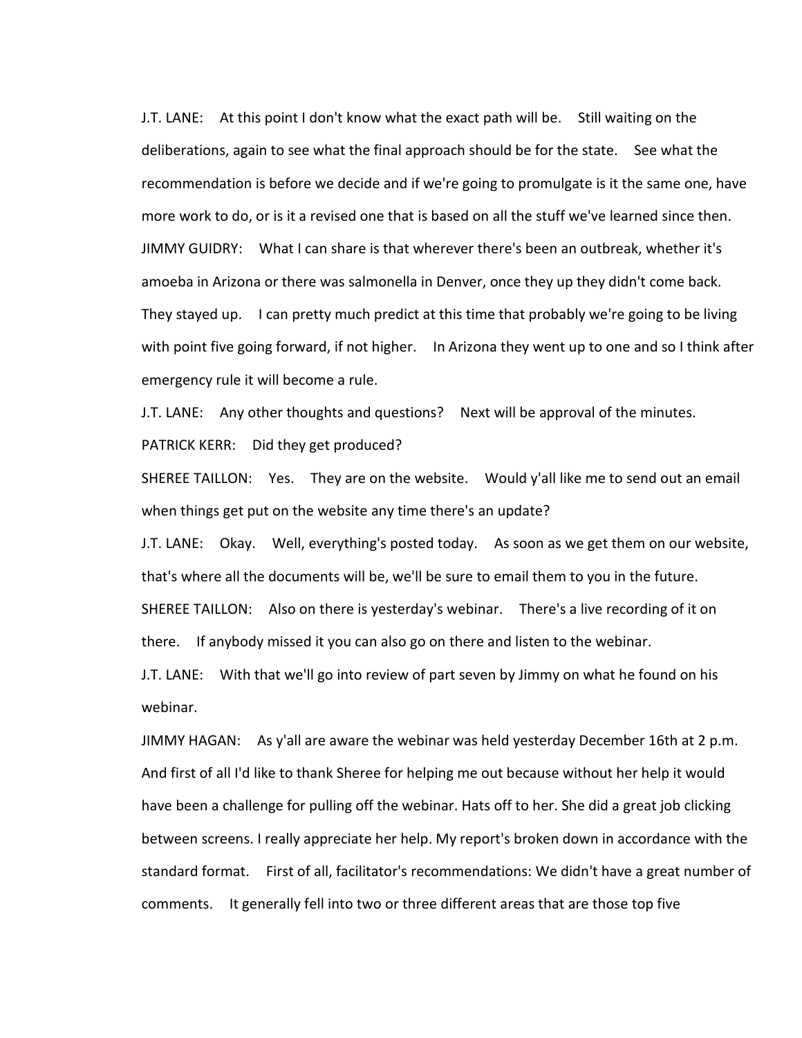J.T. LANE: At this point I don't know what the exact path will be. Still waiting on the deliberations, again to see what the final approach should be for the state. See what the recommendation is before we decide and if we're going to promulgate is it the same one, have more work to do, or is it a revised one that is based on all the stuff we've learned since then.

JIMMY GUIDRY: What I can share is that wherever there's been an outbreak, whether it's amoeba in Arizona or there was salmonella in Denver, once they up they didn't come back. They stayed up. I can pretty much predict at this time that probably we're going to be living with point five going forward, if not higher. In Arizona they went up to one and so I think after emergency rule it will become a rule.

J.T. LANE: Any other thoughts and questions? Next will be approval of the minutes.

PATRICK KERR: Did they get produced?

SHEREE TAILLON: Yes. They are on the website. Would y'all like me to send out an email when things get put on the website any time there's an update?

J.T. LANE: Okay. Well, everything's posted today. As soon as we get them on our website, that's where all the documents will be, we'll be sure to email them to you in the future.

SHEREE TAILLON: Also on there is yesterday's webinar. There's a live recording of it on there. If anybody missed it you can also go on there and listen to the webinar.

J.T. LANE: With that we'll go into review of part seven by Jimmy on what he found on his webinar.

JIMMY HAGAN: As y'all are aware the webinar was held yesterday December 16th at 2 p.m. And first of all I'd like to thank Sheree for helping me out because without her help it would have been a challenge for pulling off the webinar. Hats off to her. She did a great job clicking between screens. I really appreciate her help. My report's broken down in accordance with the standard format. First of all, facilitator's recommendations: We didn't have a great number of comments. It generally fell into two or three different areas that are those top five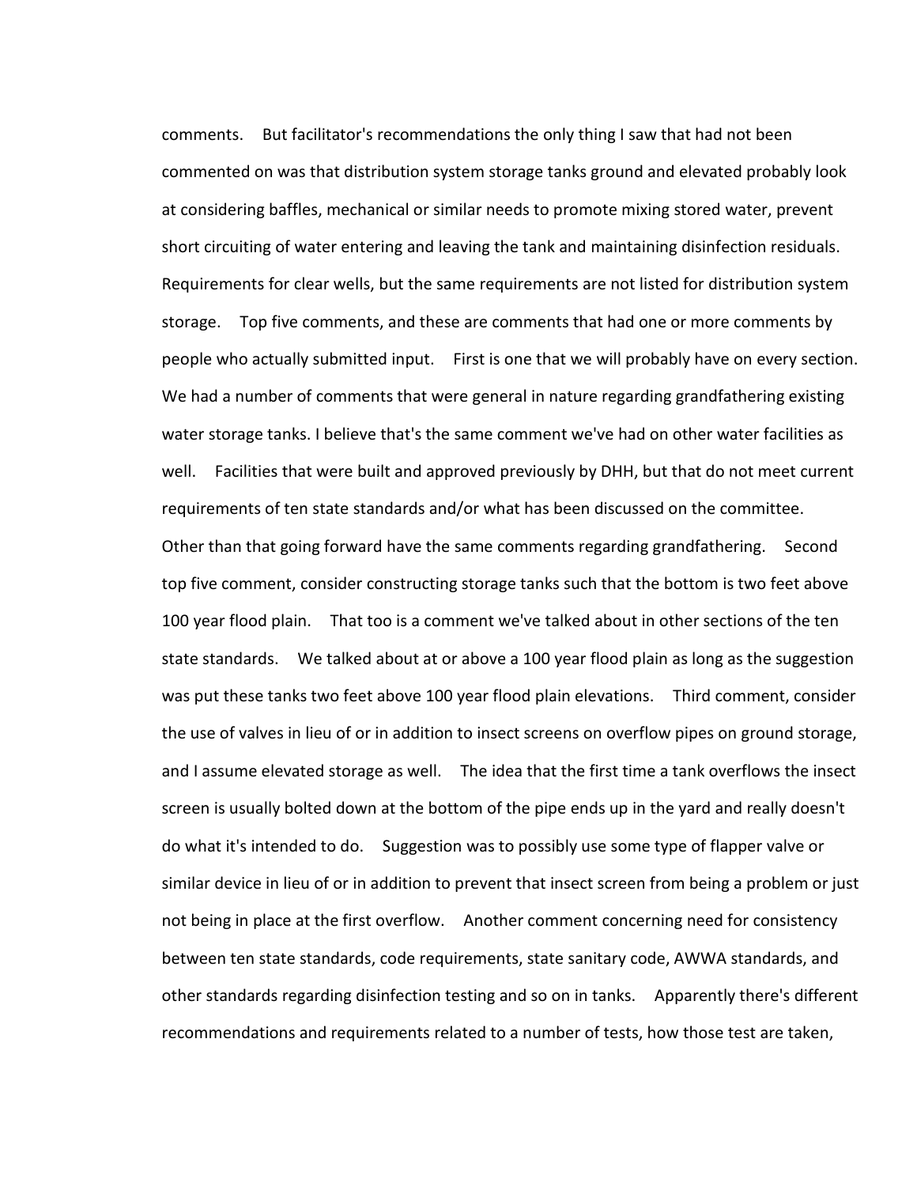comments. But facilitator's recommendations the only thing I saw that had not been commented on was that distribution system storage tanks ground and elevated probably look at considering baffles, mechanical or similar needs to promote mixing stored water, prevent short circuiting of water entering and leaving the tank and maintaining disinfection residuals. Requirements for clear wells, but the same requirements are not listed for distribution system storage. Top five comments, and these are comments that had one or more comments by people who actually submitted input. First is one that we will probably have on every section. We had a number of comments that were general in nature regarding grandfathering existing water storage tanks. I believe that's the same comment we've had on other water facilities as well. Facilities that were built and approved previously by DHH, but that do not meet current requirements of ten state standards and/or what has been discussed on the committee. Other than that going forward have the same comments regarding grandfathering. Second top five comment, consider constructing storage tanks such that the bottom is two feet above 100 year flood plain. That too is a comment we've talked about in other sections of the ten state standards. We talked about at or above a 100 year flood plain as long as the suggestion was put these tanks two feet above 100 year flood plain elevations. Third comment, consider the use of valves in lieu of or in addition to insect screens on overflow pipes on ground storage, and I assume elevated storage as well. The idea that the first time a tank overflows the insect screen is usually bolted down at the bottom of the pipe ends up in the yard and really doesn't do what it's intended to do. Suggestion was to possibly use some type of flapper valve or similar device in lieu of or in addition to prevent that insect screen from being a problem or just not being in place at the first overflow. Another comment concerning need for consistency between ten state standards, code requirements, state sanitary code, AWWA standards, and other standards regarding disinfection testing and so on in tanks. Apparently there's different recommendations and requirements related to a number of tests, how those test are taken,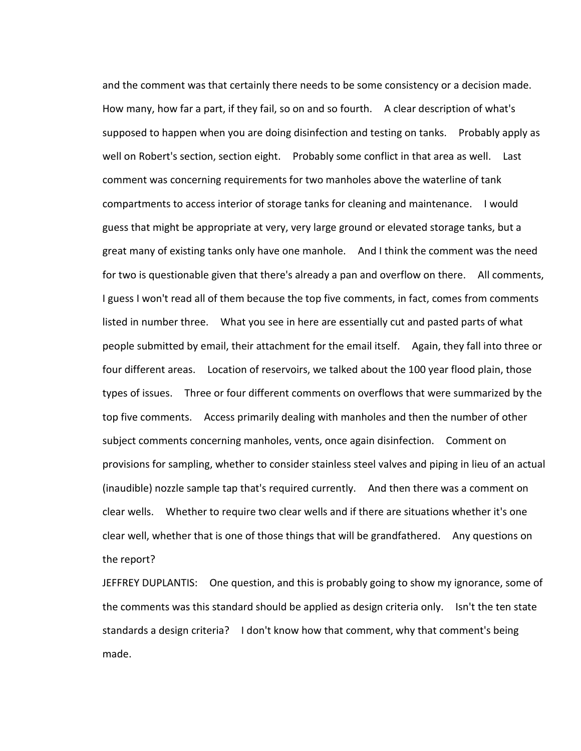and the comment was that certainly there needs to be some consistency or a decision made. How many, how far a part, if they fail, so on and so fourth. A clear description of what's supposed to happen when you are doing disinfection and testing on tanks. Probably apply as well on Robert's section, section eight. Probably some conflict in that area as well. Last comment was concerning requirements for two manholes above the waterline of tank compartments to access interior of storage tanks for cleaning and maintenance. I would guess that might be appropriate at very, very large ground or elevated storage tanks, but a great many of existing tanks only have one manhole. And I think the comment was the need for two is questionable given that there's already a pan and overflow on there. All comments, I guess I won't read all of them because the top five comments, in fact, comes from comments listed in number three. What you see in here are essentially cut and pasted parts of what people submitted by email, their attachment for the email itself. Again, they fall into three or four different areas. Location of reservoirs, we talked about the 100 year flood plain, those types of issues. Three or four different comments on overflows that were summarized by the top five comments. Access primarily dealing with manholes and then the number of other subject comments concerning manholes, vents, once again disinfection. Comment on provisions for sampling, whether to consider stainless steel valves and piping in lieu of an actual (inaudible) nozzle sample tap that's required currently. And then there was a comment on clear wells. Whether to require two clear wells and if there are situations whether it's one clear well, whether that is one of those things that will be grandfathered. Any questions on the report?

JEFFREY DUPLANTIS: One question, and this is probably going to show my ignorance, some of the comments was this standard should be applied as design criteria only. Isn't the ten state standards a design criteria? I don't know how that comment, why that comment's being made.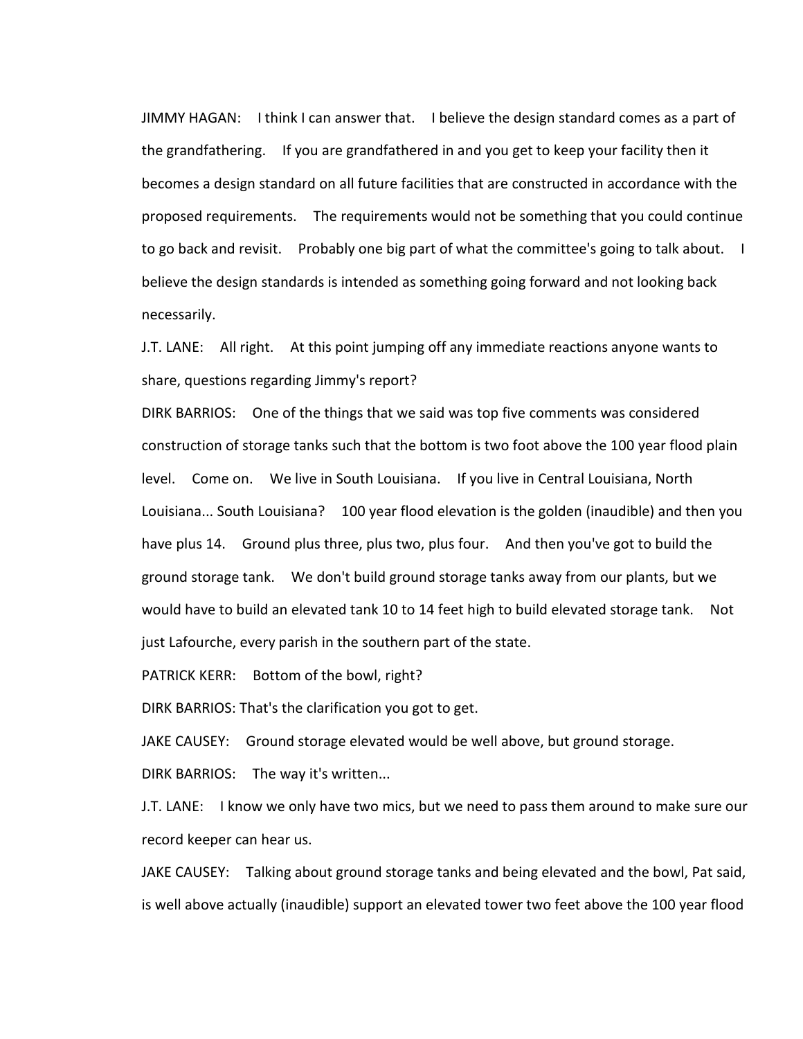JIMMY HAGAN: I think I can answer that. I believe the design standard comes as a part of the grandfathering. If you are grandfathered in and you get to keep your facility then it becomes a design standard on all future facilities that are constructed in accordance with the proposed requirements. The requirements would not be something that you could continue to go back and revisit. Probably one big part of what the committee's going to talk about. I believe the design standards is intended as something going forward and not looking back necessarily.

J.T. LANE: All right. At this point jumping off any immediate reactions anyone wants to share, questions regarding Jimmy's report?

DIRK BARRIOS: One of the things that we said was top five comments was considered construction of storage tanks such that the bottom is two foot above the 100 year flood plain level. Come on. We live in South Louisiana. If you live in Central Louisiana, North Louisiana... South Louisiana? 100 year flood elevation is the golden (inaudible) and then you have plus 14. Ground plus three, plus two, plus four. And then you've got to build the ground storage tank. We don't build ground storage tanks away from our plants, but we would have to build an elevated tank 10 to 14 feet high to build elevated storage tank. Not just Lafourche, every parish in the southern part of the state.

PATRICK KERR: Bottom of the bowl, right?

DIRK BARRIOS: That's the clarification you got to get.

JAKE CAUSEY: Ground storage elevated would be well above, but ground storage.

DIRK BARRIOS: The way it's written...

J.T. LANE: I know we only have two mics, but we need to pass them around to make sure our record keeper can hear us.

JAKE CAUSEY: Talking about ground storage tanks and being elevated and the bowl, Pat said, is well above actually (inaudible) support an elevated tower two feet above the 100 year flood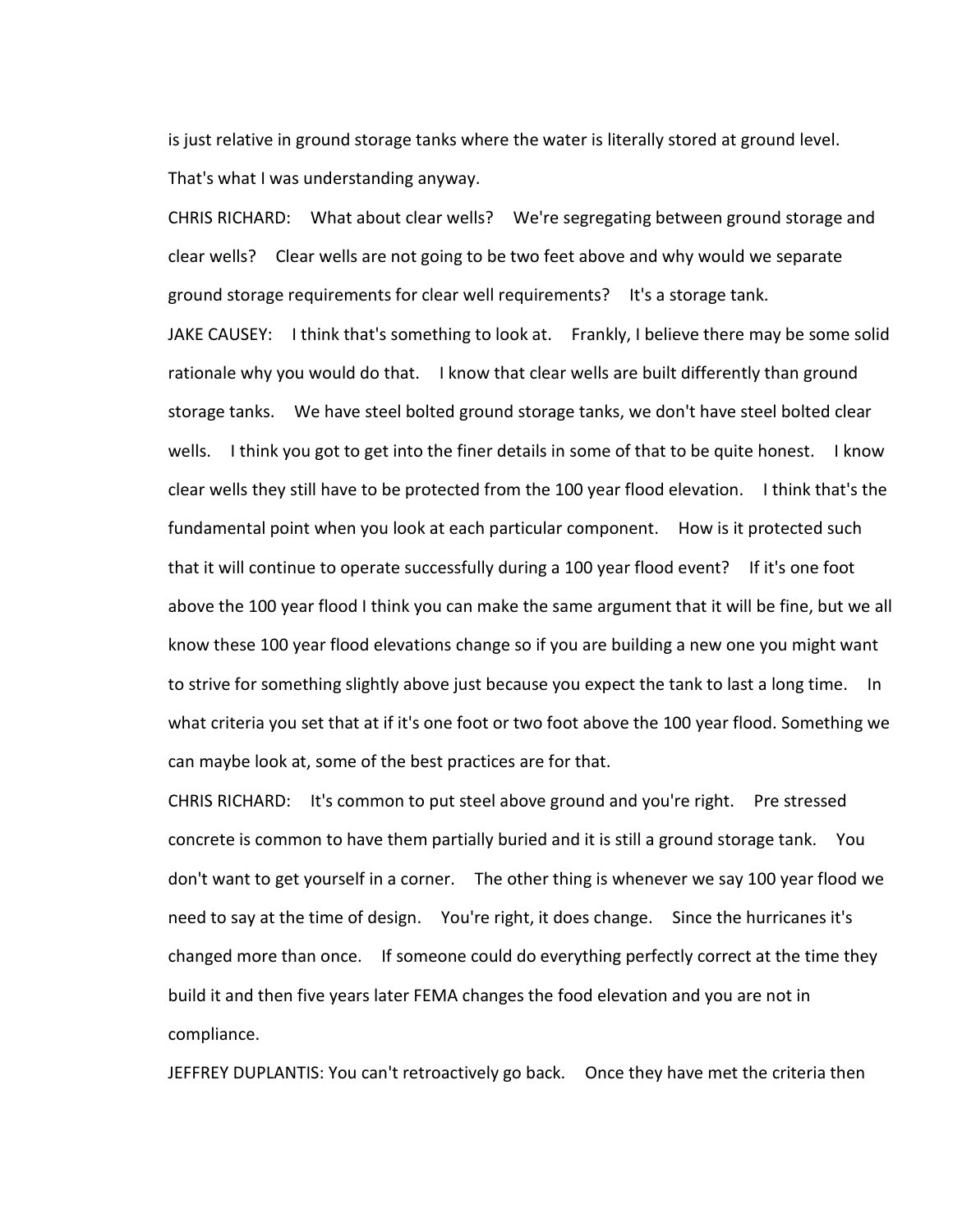is just relative in ground storage tanks where the water is literally stored at ground level. That's what I was understanding anyway.

CHRIS RICHARD: What about clear wells? We're segregating between ground storage and clear wells? Clear wells are not going to be two feet above and why would we separate ground storage requirements for clear well requirements? It's a storage tank.

JAKE CAUSEY: I think that's something to look at. Frankly, I believe there may be some solid rationale why you would do that. I know that clear wells are built differently than ground storage tanks. We have steel bolted ground storage tanks, we don't have steel bolted clear wells. I think you got to get into the finer details in some of that to be quite honest. I know clear wells they still have to be protected from the 100 year flood elevation. I think that's the fundamental point when you look at each particular component. How is it protected such that it will continue to operate successfully during a 100 year flood event? If it's one foot above the 100 year flood I think you can make the same argument that it will be fine, but we all know these 100 year flood elevations change so if you are building a new one you might want to strive for something slightly above just because you expect the tank to last a long time. In what criteria you set that at if it's one foot or two foot above the 100 year flood. Something we can maybe look at, some of the best practices are for that.

CHRIS RICHARD: It's common to put steel above ground and you're right. Pre stressed concrete is common to have them partially buried and it is still a ground storage tank. You don't want to get yourself in a corner. The other thing is whenever we say 100 year flood we need to say at the time of design. You're right, it does change. Since the hurricanes it's changed more than once. If someone could do everything perfectly correct at the time they build it and then five years later FEMA changes the food elevation and you are not in compliance.

JEFFREY DUPLANTIS: You can't retroactively go back. Once they have met the criteria then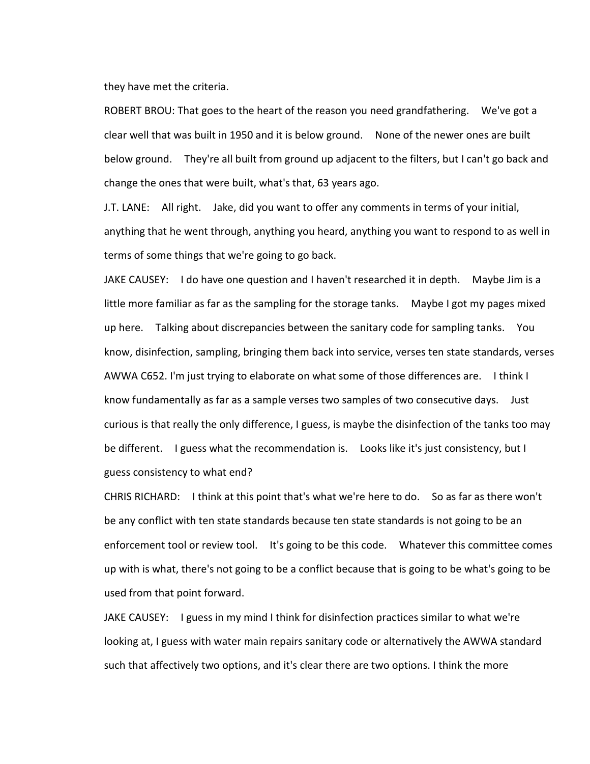they have met the criteria.

ROBERT BROU: That goes to the heart of the reason you need grandfathering. We've got a clear well that was built in 1950 and it is below ground. None of the newer ones are built below ground. They're all built from ground up adjacent to the filters, but I can't go back and change the ones that were built, what's that, 63 years ago.

J.T. LANE: All right. Jake, did you want to offer any comments in terms of your initial, anything that he went through, anything you heard, anything you want to respond to as well in terms of some things that we're going to go back.

JAKE CAUSEY: I do have one question and I haven't researched it in depth. Maybe Jim is a little more familiar as far as the sampling for the storage tanks. Maybe I got my pages mixed up here. Talking about discrepancies between the sanitary code for sampling tanks. You know, disinfection, sampling, bringing them back into service, verses ten state standards, verses AWWA C652. I'm just trying to elaborate on what some of those differences are. I think I know fundamentally as far as a sample verses two samples of two consecutive days. Just curious is that really the only difference, I guess, is maybe the disinfection of the tanks too may be different. I guess what the recommendation is. Looks like it's just consistency, but I guess consistency to what end?

CHRIS RICHARD: I think at this point that's what we're here to do. So as far as there won't be any conflict with ten state standards because ten state standards is not going to be an enforcement tool or review tool. It's going to be this code. Whatever this committee comes up with is what, there's not going to be a conflict because that is going to be what's going to be used from that point forward.

JAKE CAUSEY: I guess in my mind I think for disinfection practices similar to what we're looking at, I guess with water main repairs sanitary code or alternatively the AWWA standard such that affectively two options, and it's clear there are two options. I think the more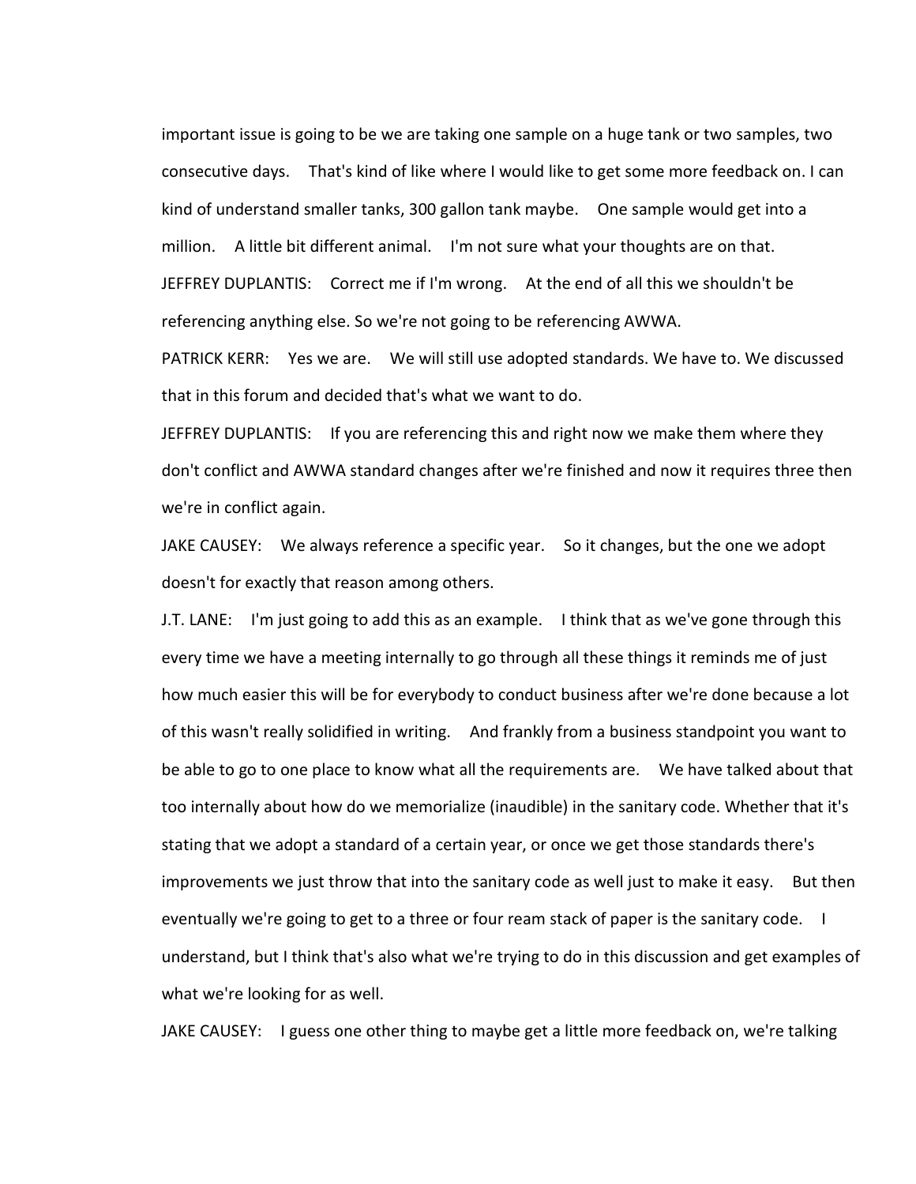important issue is going to be we are taking one sample on a huge tank or two samples, two consecutive days. That's kind of like where I would like to get some more feedback on. I can kind of understand smaller tanks, 300 gallon tank maybe. One sample would get into a million. A little bit different animal. I'm not sure what your thoughts are on that.

JEFFREY DUPLANTIS: Correct me if I'm wrong. At the end of all this we shouldn't be referencing anything else. So we're not going to be referencing AWWA.

PATRICK KERR: Yes we are. We will still use adopted standards. We have to. We discussed that in this forum and decided that's what we want to do.

JEFFREY DUPLANTIS: If you are referencing this and right now we make them where they don't conflict and AWWA standard changes after we're finished and now it requires three then we're in conflict again.

JAKE CAUSEY: We always reference a specific year. So it changes, but the one we adopt doesn't for exactly that reason among others.

J.T. LANE: I'm just going to add this as an example. I think that as we've gone through this every time we have a meeting internally to go through all these things it reminds me of just how much easier this will be for everybody to conduct business after we're done because a lot of this wasn't really solidified in writing. And frankly from a business standpoint you want to be able to go to one place to know what all the requirements are. We have talked about that too internally about how do we memorialize (inaudible) in the sanitary code. Whether that it's stating that we adopt a standard of a certain year, or once we get those standards there's improvements we just throw that into the sanitary code as well just to make it easy. But then eventually we're going to get to a three or four ream stack of paper is the sanitary code. I understand, but I think that's also what we're trying to do in this discussion and get examples of what we're looking for as well.

JAKE CAUSEY: I guess one other thing to maybe get a little more feedback on, we're talking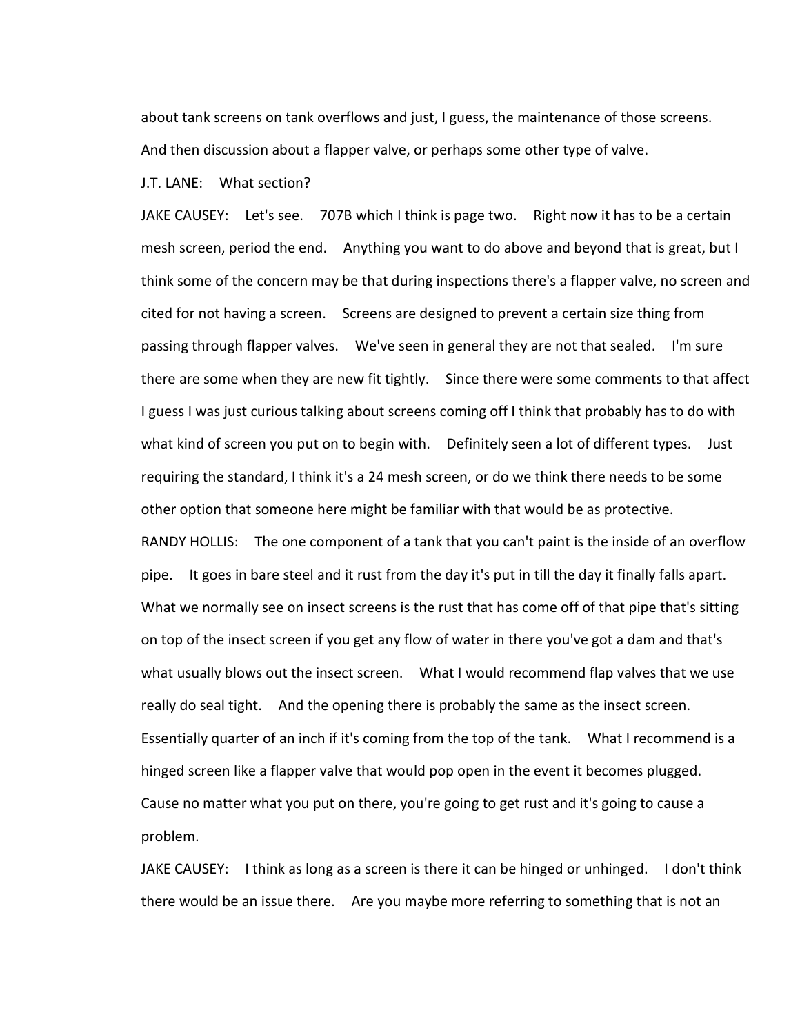about tank screens on tank overflows and just, I guess, the maintenance of those screens. And then discussion about a flapper valve, or perhaps some other type of valve.

J.T. LANE: What section?

JAKE CAUSEY: Let's see. 707B which I think is page two. Right now it has to be a certain mesh screen, period the end. Anything you want to do above and beyond that is great, but I think some of the concern may be that during inspections there's a flapper valve, no screen and cited for not having a screen. Screens are designed to prevent a certain size thing from passing through flapper valves. We've seen in general they are not that sealed. I'm sure there are some when they are new fit tightly. Since there were some comments to that affect I guess I was just curious talking about screens coming off I think that probably has to do with what kind of screen you put on to begin with. Definitely seen a lot of different types. Just requiring the standard, I think it's a 24 mesh screen, or do we think there needs to be some other option that someone here might be familiar with that would be as protective.

RANDY HOLLIS: The one component of a tank that you can't paint is the inside of an overflow pipe. It goes in bare steel and it rust from the day it's put in till the day it finally falls apart. What we normally see on insect screens is the rust that has come off of that pipe that's sitting on top of the insect screen if you get any flow of water in there you've got a dam and that's what usually blows out the insect screen. What I would recommend flap valves that we use really do seal tight. And the opening there is probably the same as the insect screen. Essentially quarter of an inch if it's coming from the top of the tank. What I recommend is a hinged screen like a flapper valve that would pop open in the event it becomes plugged. Cause no matter what you put on there, you're going to get rust and it's going to cause a problem.

JAKE CAUSEY: I think as long as a screen is there it can be hinged or unhinged. I don't think there would be an issue there. Are you maybe more referring to something that is not an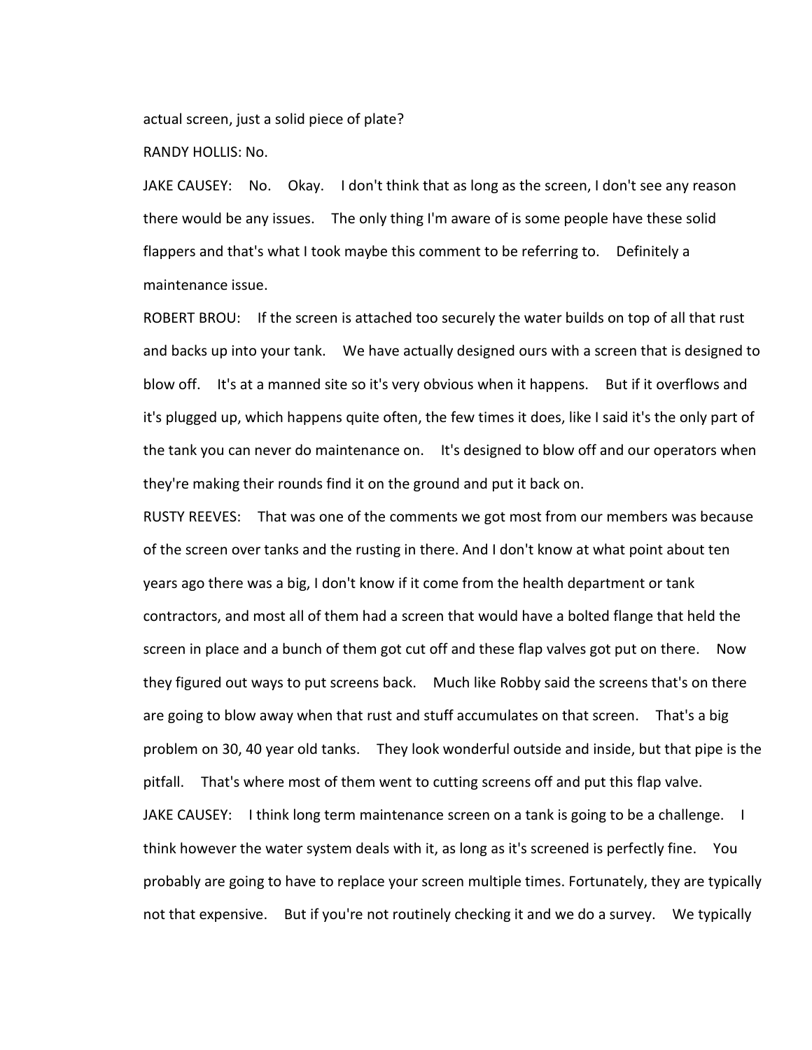actual screen, just a solid piece of plate?

RANDY HOLLIS: No.

JAKE CAUSEY: No. Okay. I don't think that as long as the screen, I don't see any reason there would be any issues. The only thing I'm aware of is some people have these solid flappers and that's what I took maybe this comment to be referring to. Definitely a maintenance issue.

ROBERT BROU: If the screen is attached too securely the water builds on top of all that rust and backs up into your tank. We have actually designed ours with a screen that is designed to blow off. It's at a manned site so it's very obvious when it happens. But if it overflows and it's plugged up, which happens quite often, the few times it does, like I said it's the only part of the tank you can never do maintenance on. It's designed to blow off and our operators when they're making their rounds find it on the ground and put it back on.

RUSTY REEVES: That was one of the comments we got most from our members was because of the screen over tanks and the rusting in there. And I don't know at what point about ten years ago there was a big, I don't know if it come from the health department or tank contractors, and most all of them had a screen that would have a bolted flange that held the screen in place and a bunch of them got cut off and these flap valves got put on there. Now they figured out ways to put screens back. Much like Robby said the screens that's on there are going to blow away when that rust and stuff accumulates on that screen. That's a big problem on 30, 40 year old tanks. They look wonderful outside and inside, but that pipe is the pitfall. That's where most of them went to cutting screens off and put this flap valve.

JAKE CAUSEY: I think long term maintenance screen on a tank is going to be a challenge. I think however the water system deals with it, as long as it's screened is perfectly fine. You probably are going to have to replace your screen multiple times. Fortunately, they are typically not that expensive. But if you're not routinely checking it and we do a survey. We typically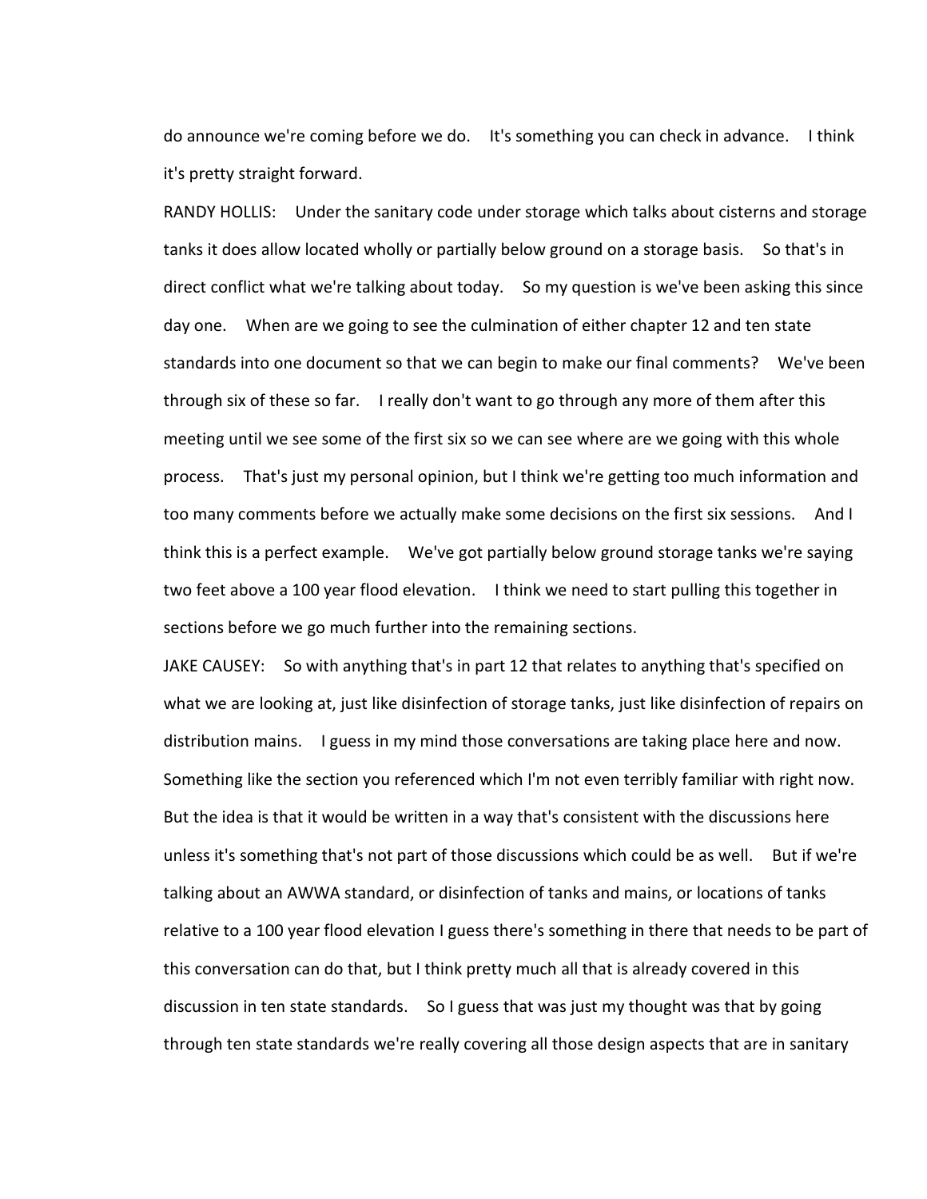do announce we're coming before we do. It's something you can check in advance. I think it's pretty straight forward.

RANDY HOLLIS: Under the sanitary code under storage which talks about cisterns and storage tanks it does allow located wholly or partially below ground on a storage basis. So that's in direct conflict what we're talking about today. So my question is we've been asking this since day one. When are we going to see the culmination of either chapter 12 and ten state standards into one document so that we can begin to make our final comments? We've been through six of these so far. I really don't want to go through any more of them after this meeting until we see some of the first six so we can see where are we going with this whole process. That's just my personal opinion, but I think we're getting too much information and too many comments before we actually make some decisions on the first six sessions. And I think this is a perfect example. We've got partially below ground storage tanks we're saying two feet above a 100 year flood elevation. I think we need to start pulling this together in sections before we go much further into the remaining sections.

JAKE CAUSEY: So with anything that's in part 12 that relates to anything that's specified on what we are looking at, just like disinfection of storage tanks, just like disinfection of repairs on distribution mains. I guess in my mind those conversations are taking place here and now. Something like the section you referenced which I'm not even terribly familiar with right now. But the idea is that it would be written in a way that's consistent with the discussions here unless it's something that's not part of those discussions which could be as well. But if we're talking about an AWWA standard, or disinfection of tanks and mains, or locations of tanks relative to a 100 year flood elevation I guess there's something in there that needs to be part of this conversation can do that, but I think pretty much all that is already covered in this discussion in ten state standards. So I guess that was just my thought was that by going through ten state standards we're really covering all those design aspects that are in sanitary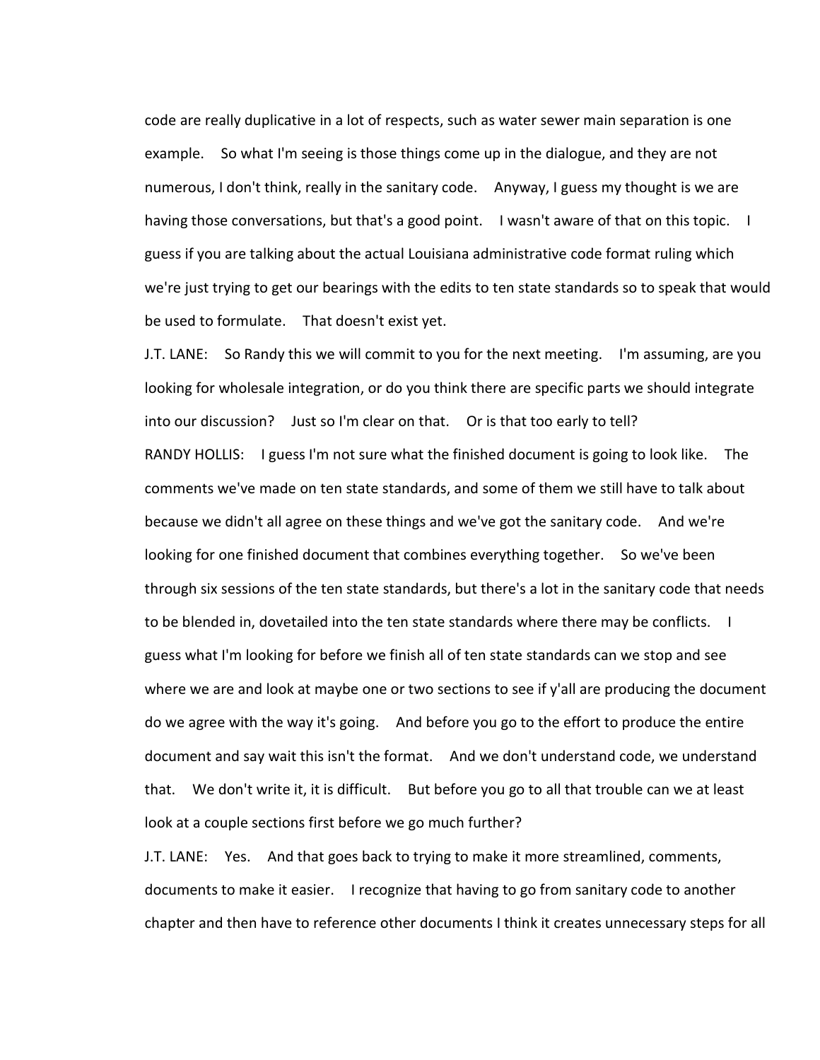code are really duplicative in a lot of respects, such as water sewer main separation is one example. So what I'm seeing is those things come up in the dialogue, and they are not numerous, I don't think, really in the sanitary code. Anyway, I guess my thought is we are having those conversations, but that's a good point. I wasn't aware of that on this topic. I guess if you are talking about the actual Louisiana administrative code format ruling which we're just trying to get our bearings with the edits to ten state standards so to speak that would be used to formulate. That doesn't exist yet.

J.T. LANE: So Randy this we will commit to you for the next meeting. I'm assuming, are you looking for wholesale integration, or do you think there are specific parts we should integrate into our discussion? Just so I'm clear on that. Or is that too early to tell?

RANDY HOLLIS: I guess I'm not sure what the finished document is going to look like. The comments we've made on ten state standards, and some of them we still have to talk about because we didn't all agree on these things and we've got the sanitary code. And we're looking for one finished document that combines everything together. So we've been through six sessions of the ten state standards, but there's a lot in the sanitary code that needs to be blended in, dovetailed into the ten state standards where there may be conflicts. I guess what I'm looking for before we finish all of ten state standards can we stop and see where we are and look at maybe one or two sections to see if y'all are producing the document do we agree with the way it's going. And before you go to the effort to produce the entire document and say wait this isn't the format. And we don't understand code, we understand that. We don't write it, it is difficult. But before you go to all that trouble can we at least look at a couple sections first before we go much further?

J.T. LANE: Yes. And that goes back to trying to make it more streamlined, comments, documents to make it easier. I recognize that having to go from sanitary code to another chapter and then have to reference other documents I think it creates unnecessary steps for all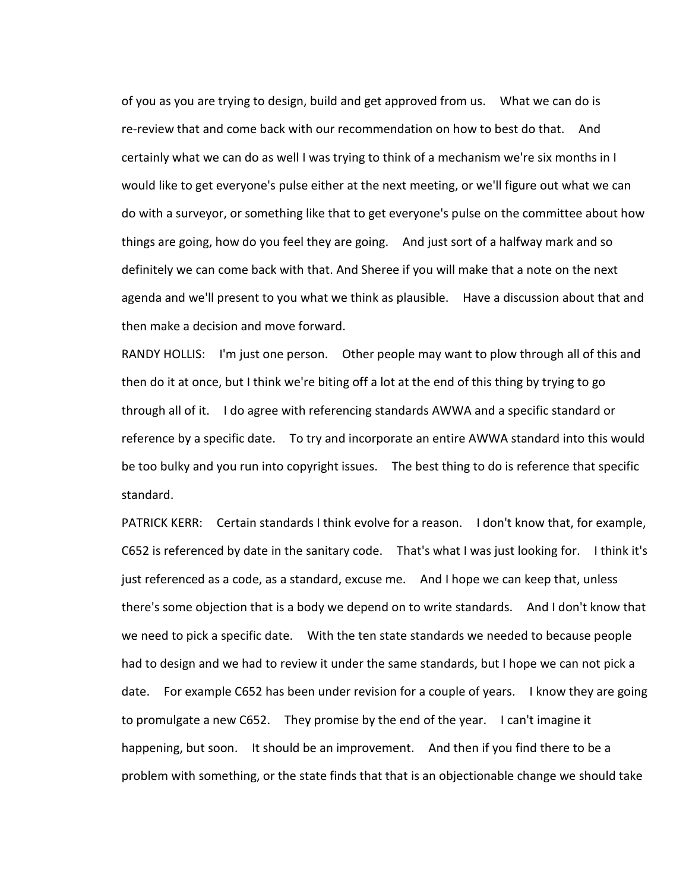of you as you are trying to design, build and get approved from us. What we can do is re-review that and come back with our recommendation on how to best do that. And certainly what we can do as well I was trying to think of a mechanism we're six months in I would like to get everyone's pulse either at the next meeting, or we'll figure out what we can do with a surveyor, or something like that to get everyone's pulse on the committee about how things are going, how do you feel they are going. And just sort of a halfway mark and so definitely we can come back with that. And Sheree if you will make that a note on the next agenda and we'll present to you what we think as plausible. Have a discussion about that and then make a decision and move forward.

RANDY HOLLIS: I'm just one person. Other people may want to plow through all of this and then do it at once, but I think we're biting off a lot at the end of this thing by trying to go through all of it. I do agree with referencing standards AWWA and a specific standard or reference by a specific date. To try and incorporate an entire AWWA standard into this would be too bulky and you run into copyright issues. The best thing to do is reference that specific standard.

PATRICK KERR: Certain standards I think evolve for a reason. I don't know that, for example, C652 is referenced by date in the sanitary code. That's what I was just looking for. I think it's just referenced as a code, as a standard, excuse me. And I hope we can keep that, unless there's some objection that is a body we depend on to write standards. And I don't know that we need to pick a specific date. With the ten state standards we needed to because people had to design and we had to review it under the same standards, but I hope we can not pick a date. For example C652 has been under revision for a couple of years. I know they are going to promulgate a new C652. They promise by the end of the year. I can't imagine it happening, but soon. It should be an improvement. And then if you find there to be a problem with something, or the state finds that that is an objectionable change we should take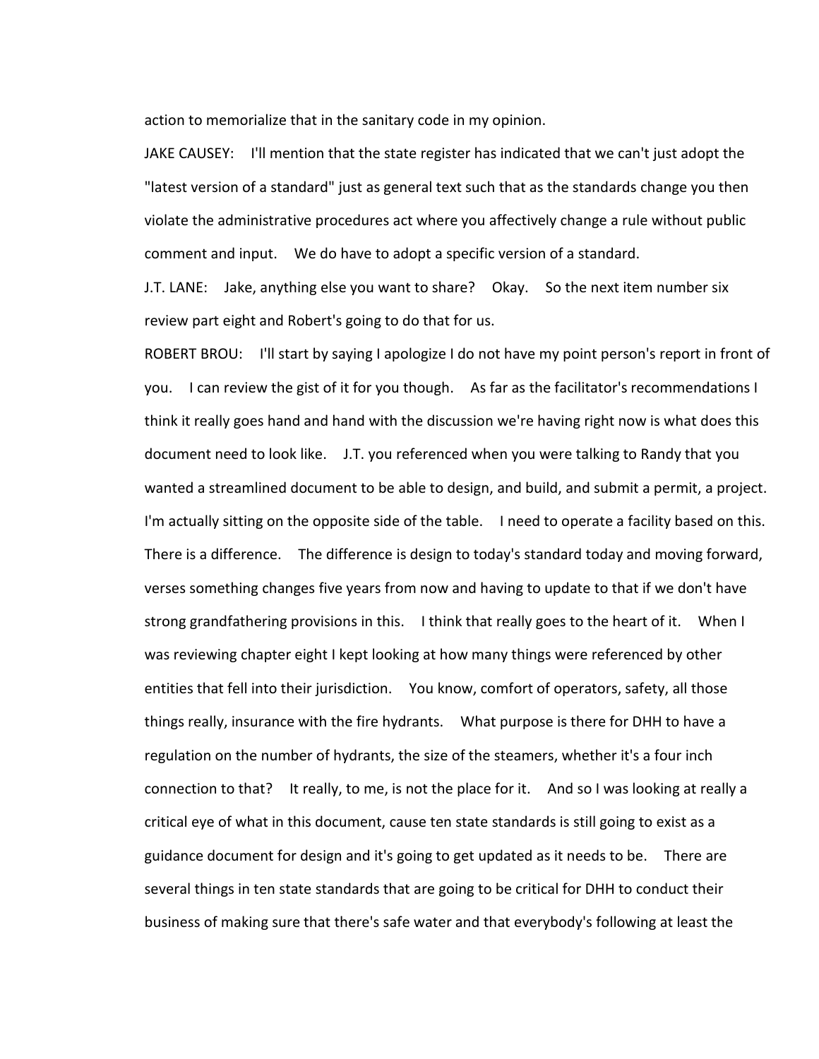action to memorialize that in the sanitary code in my opinion.

JAKE CAUSEY: I'll mention that the state register has indicated that we can't just adopt the "latest version of a standard" just as general text such that as the standards change you then violate the administrative procedures act where you affectively change a rule without public comment and input. We do have to adopt a specific version of a standard.

J.T. LANE: Jake, anything else you want to share? Okay. So the next item number six review part eight and Robert's going to do that for us.

ROBERT BROU: I'll start by saying I apologize I do not have my point person's report in front of you. I can review the gist of it for you though. As far as the facilitator's recommendations I think it really goes hand and hand with the discussion we're having right now is what does this document need to look like. J.T. you referenced when you were talking to Randy that you wanted a streamlined document to be able to design, and build, and submit a permit, a project. I'm actually sitting on the opposite side of the table. I need to operate a facility based on this. There is a difference. The difference is design to today's standard today and moving forward, verses something changes five years from now and having to update to that if we don't have strong grandfathering provisions in this. I think that really goes to the heart of it. When I was reviewing chapter eight I kept looking at how many things were referenced by other entities that fell into their jurisdiction. You know, comfort of operators, safety, all those things really, insurance with the fire hydrants. What purpose is there for DHH to have a regulation on the number of hydrants, the size of the steamers, whether it's a four inch connection to that? It really, to me, is not the place for it. And so I was looking at really a critical eye of what in this document, cause ten state standards is still going to exist as a guidance document for design and it's going to get updated as it needs to be. There are several things in ten state standards that are going to be critical for DHH to conduct their business of making sure that there's safe water and that everybody's following at least the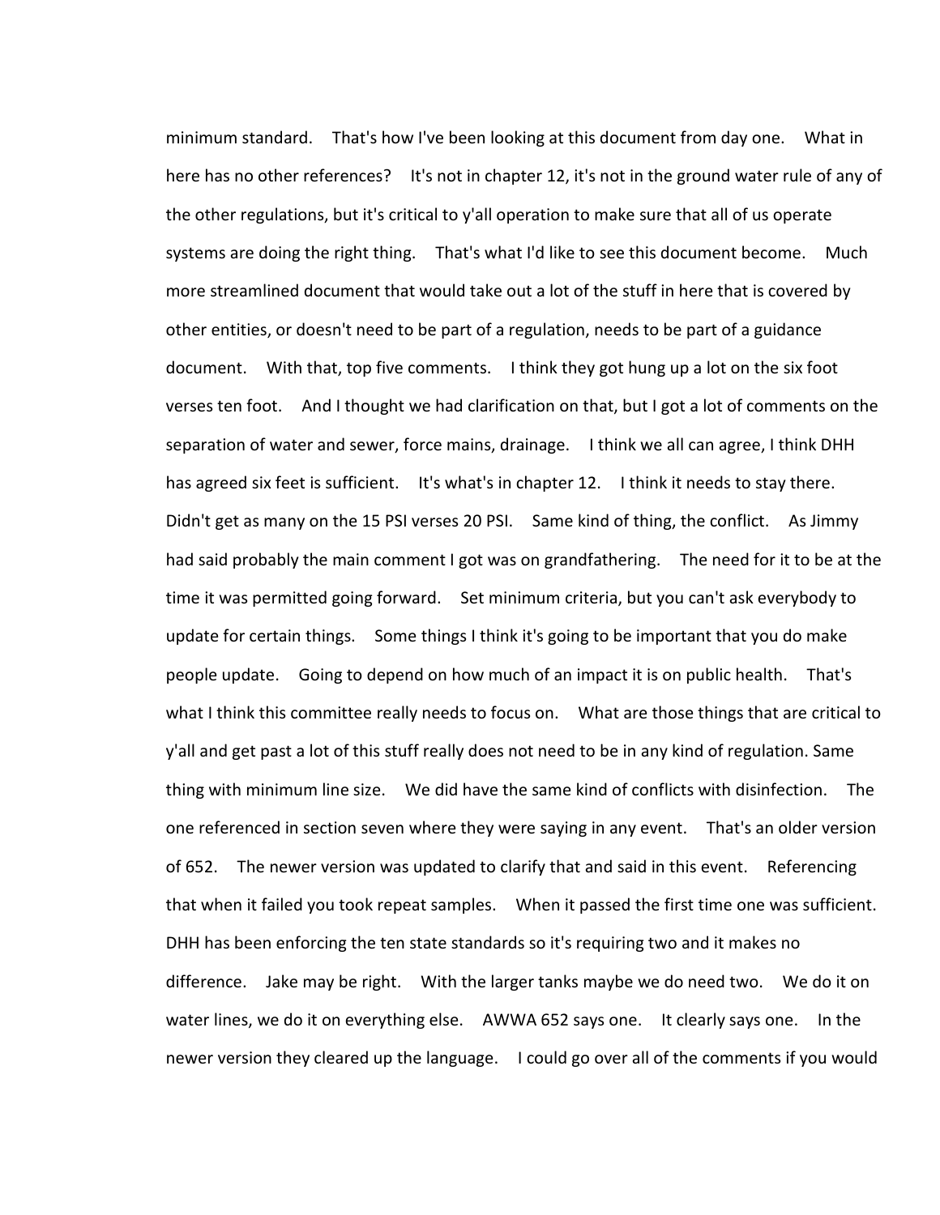minimum standard. That's how I've been looking at this document from day one. What in here has no other references? It's not in chapter 12, it's not in the ground water rule of any of the other regulations, but it's critical to y'all operation to make sure that all of us operate systems are doing the right thing. That's what I'd like to see this document become. Much more streamlined document that would take out a lot of the stuff in here that is covered by other entities, or doesn't need to be part of a regulation, needs to be part of a guidance document. With that, top five comments. I think they got hung up a lot on the six foot verses ten foot. And I thought we had clarification on that, but I got a lot of comments on the separation of water and sewer, force mains, drainage. I think we all can agree, I think DHH has agreed six feet is sufficient. It's what's in chapter 12. I think it needs to stay there. Didn't get as many on the 15 PSI verses 20 PSI. Same kind of thing, the conflict. As Jimmy had said probably the main comment I got was on grandfathering. The need for it to be at the time it was permitted going forward. Set minimum criteria, but you can't ask everybody to update for certain things. Some things I think it's going to be important that you do make people update. Going to depend on how much of an impact it is on public health. That's what I think this committee really needs to focus on. What are those things that are critical to y'all and get past a lot of this stuff really does not need to be in any kind of regulation. Same thing with minimum line size. We did have the same kind of conflicts with disinfection. The one referenced in section seven where they were saying in any event. That's an older version of 652. The newer version was updated to clarify that and said in this event. Referencing that when it failed you took repeat samples. When it passed the first time one was sufficient. DHH has been enforcing the ten state standards so it's requiring two and it makes no difference. Jake may be right. With the larger tanks maybe we do need two. We do it on water lines, we do it on everything else. AWWA 652 says one. It clearly says one. In the newer version they cleared up the language. I could go over all of the comments if you would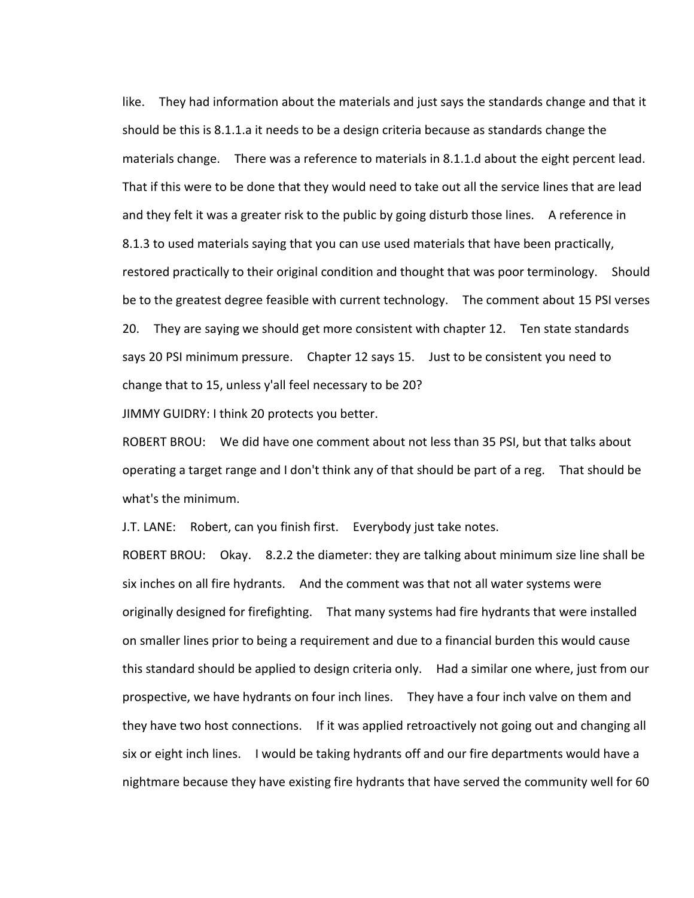like. They had information about the materials and just says the standards change and that it should be this is 8.1.1.a it needs to be a design criteria because as standards change the materials change. There was a reference to materials in 8.1.1.d about the eight percent lead. That if this were to be done that they would need to take out all the service lines that are lead and they felt it was a greater risk to the public by going disturb those lines. A reference in 8.1.3 to used materials saying that you can use used materials that have been practically, restored practically to their original condition and thought that was poor terminology. Should be to the greatest degree feasible with current technology. The comment about 15 PSI verses 20. They are saying we should get more consistent with chapter 12. Ten state standards says 20 PSI minimum pressure. Chapter 12 says 15. Just to be consistent you need to change that to 15, unless y'all feel necessary to be 20?

JIMMY GUIDRY: I think 20 protects you better.

ROBERT BROU: We did have one comment about not less than 35 PSI, but that talks about operating a target range and I don't think any of that should be part of a reg. That should be what's the minimum.

J.T. LANE: Robert, can you finish first. Everybody just take notes.

ROBERT BROU: Okay. 8.2.2 the diameter: they are talking about minimum size line shall be six inches on all fire hydrants. And the comment was that not all water systems were originally designed for firefighting. That many systems had fire hydrants that were installed on smaller lines prior to being a requirement and due to a financial burden this would cause this standard should be applied to design criteria only. Had a similar one where, just from our prospective, we have hydrants on four inch lines. They have a four inch valve on them and they have two host connections. If it was applied retroactively not going out and changing all six or eight inch lines. I would be taking hydrants off and our fire departments would have a nightmare because they have existing fire hydrants that have served the community well for 60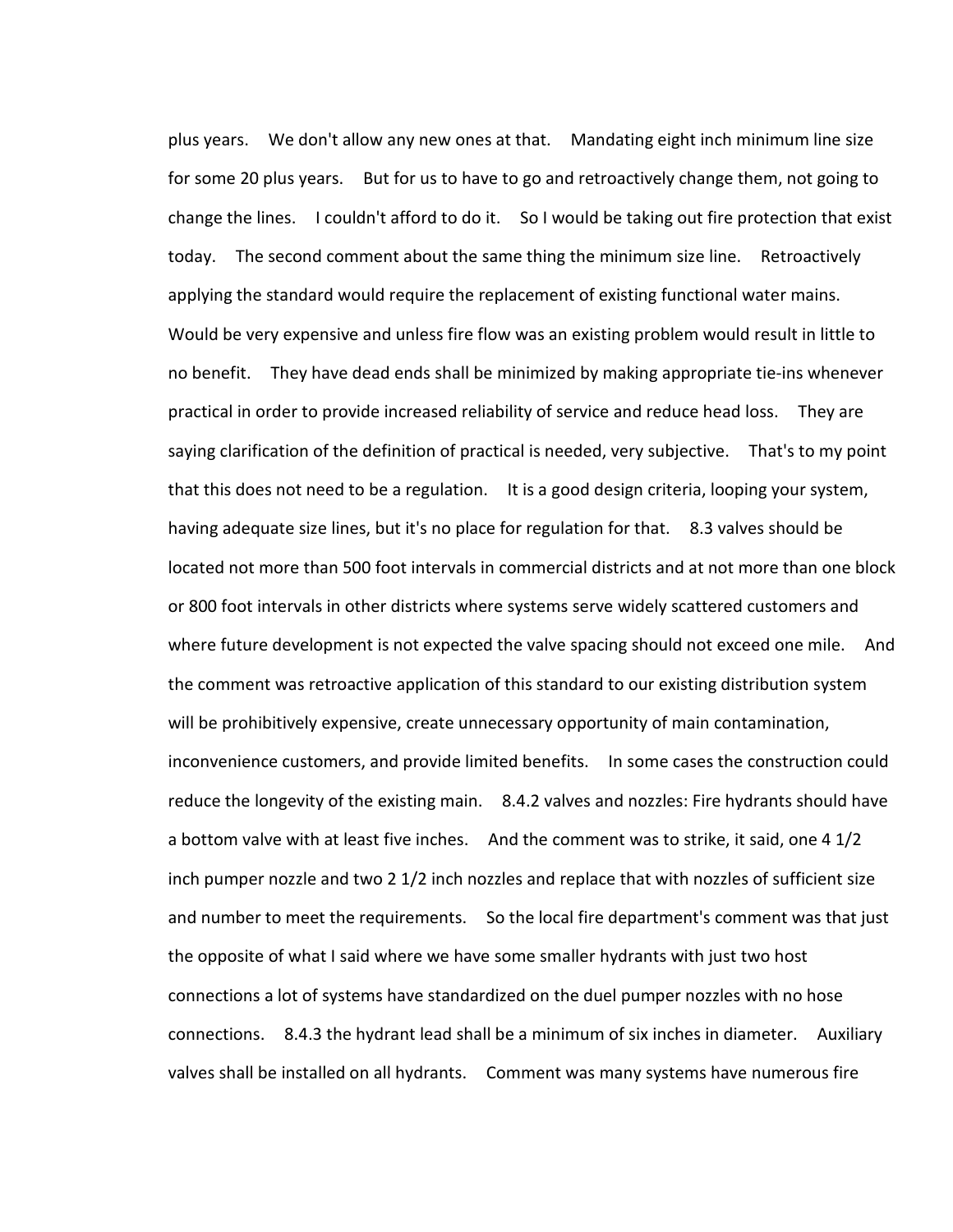plus years. We don't allow any new ones at that. Mandating eight inch minimum line size for some 20 plus years. But for us to have to go and retroactively change them, not going to change the lines. I couldn't afford to do it. So I would be taking out fire protection that exist today. The second comment about the same thing the minimum size line. Retroactively applying the standard would require the replacement of existing functional water mains. Would be very expensive and unless fire flow was an existing problem would result in little to no benefit. They have dead ends shall be minimized by making appropriate tie-ins whenever practical in order to provide increased reliability of service and reduce head loss. They are saying clarification of the definition of practical is needed, very subjective. That's to my point that this does not need to be a regulation. It is a good design criteria, looping your system, having adequate size lines, but it's no place for regulation for that. 8.3 valves should be located not more than 500 foot intervals in commercial districts and at not more than one block or 800 foot intervals in other districts where systems serve widely scattered customers and where future development is not expected the valve spacing should not exceed one mile. And the comment was retroactive application of this standard to our existing distribution system will be prohibitively expensive, create unnecessary opportunity of main contamination, inconvenience customers, and provide limited benefits. In some cases the construction could reduce the longevity of the existing main. 8.4.2 valves and nozzles: Fire hydrants should have a bottom valve with at least five inches. And the comment was to strike, it said, one 4 1/2 inch pumper nozzle and two 2 1/2 inch nozzles and replace that with nozzles of sufficient size and number to meet the requirements. So the local fire department's comment was that just the opposite of what I said where we have some smaller hydrants with just two host connections a lot of systems have standardized on the duel pumper nozzles with no hose connections. 8.4.3 the hydrant lead shall be a minimum of six inches in diameter. Auxiliary valves shall be installed on all hydrants. Comment was many systems have numerous fire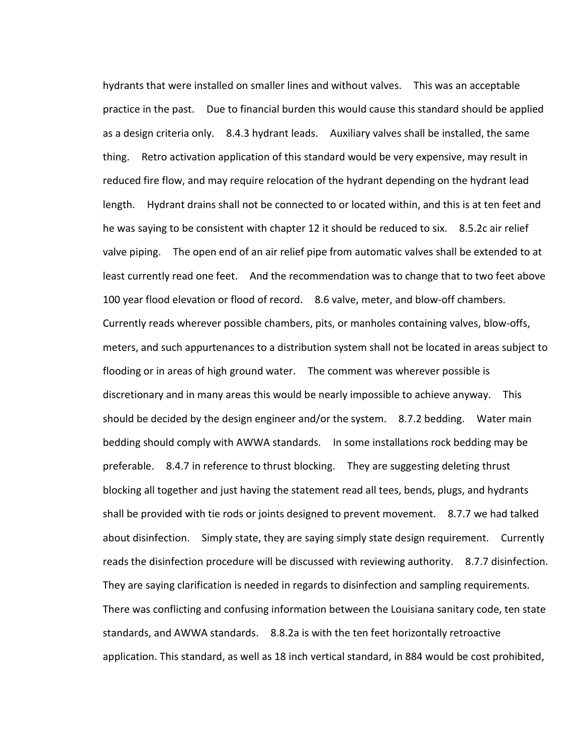hydrants that were installed on smaller lines and without valves. This was an acceptable practice in the past. Due to financial burden this would cause this standard should be applied as a design criteria only. 8.4.3 hydrant leads. Auxiliary valves shall be installed, the same thing. Retro activation application of this standard would be very expensive, may result in reduced fire flow, and may require relocation of the hydrant depending on the hydrant lead length. Hydrant drains shall not be connected to or located within, and this is at ten feet and he was saying to be consistent with chapter 12 it should be reduced to six. 8.5.2c air relief valve piping. The open end of an air relief pipe from automatic valves shall be extended to at least currently read one feet. And the recommendation was to change that to two feet above 100 year flood elevation or flood of record. 8.6 valve, meter, and blow-off chambers. Currently reads wherever possible chambers, pits, or manholes containing valves, blow-offs, meters, and such appurtenances to a distribution system shall not be located in areas subject to flooding or in areas of high ground water. The comment was wherever possible is discretionary and in many areas this would be nearly impossible to achieve anyway. This should be decided by the design engineer and/or the system. 8.7.2 bedding. Water main bedding should comply with AWWA standards. In some installations rock bedding may be preferable. 8.4.7 in reference to thrust blocking. They are suggesting deleting thrust blocking all together and just having the statement read all tees, bends, plugs, and hydrants shall be provided with tie rods or joints designed to prevent movement. 8.7.7 we had talked about disinfection. Simply state, they are saying simply state design requirement. Currently reads the disinfection procedure will be discussed with reviewing authority. 8.7.7 disinfection. They are saying clarification is needed in regards to disinfection and sampling requirements. There was conflicting and confusing information between the Louisiana sanitary code, ten state standards, and AWWA standards. 8.8.2a is with the ten feet horizontally retroactive application. This standard, as well as 18 inch vertical standard, in 884 would be cost prohibited,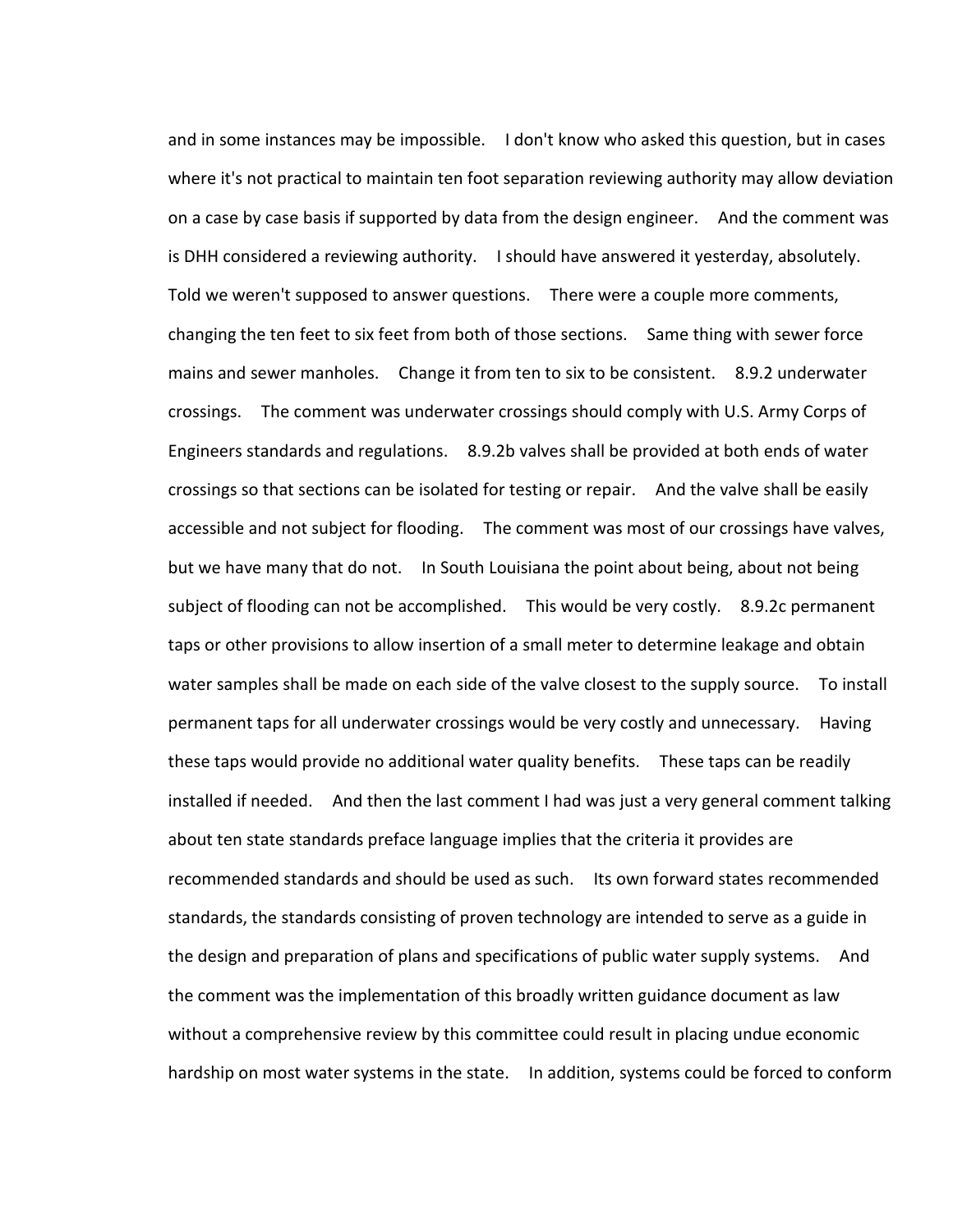and in some instances may be impossible. I don't know who asked this question, but in cases where it's not practical to maintain ten foot separation reviewing authority may allow deviation on a case by case basis if supported by data from the design engineer. And the comment was is DHH considered a reviewing authority. I should have answered it yesterday, absolutely. Told we weren't supposed to answer questions. There were a couple more comments, changing the ten feet to six feet from both of those sections. Same thing with sewer force mains and sewer manholes. Change it from ten to six to be consistent. 8.9.2 underwater crossings. The comment was underwater crossings should comply with U.S. Army Corps of Engineers standards and regulations. 8.9.2b valves shall be provided at both ends of water crossings so that sections can be isolated for testing or repair. And the valve shall be easily accessible and not subject for flooding. The comment was most of our crossings have valves, but we have many that do not. In South Louisiana the point about being, about not being subject of flooding can not be accomplished. This would be very costly. 8.9.2c permanent taps or other provisions to allow insertion of a small meter to determine leakage and obtain water samples shall be made on each side of the valve closest to the supply source. To install permanent taps for all underwater crossings would be very costly and unnecessary. Having these taps would provide no additional water quality benefits. These taps can be readily installed if needed. And then the last comment I had was just a very general comment talking about ten state standards preface language implies that the criteria it provides are recommended standards and should be used as such. Its own forward states recommended standards, the standards consisting of proven technology are intended to serve as a guide in the design and preparation of plans and specifications of public water supply systems. And the comment was the implementation of this broadly written guidance document as law without a comprehensive review by this committee could result in placing undue economic hardship on most water systems in the state. In addition, systems could be forced to conform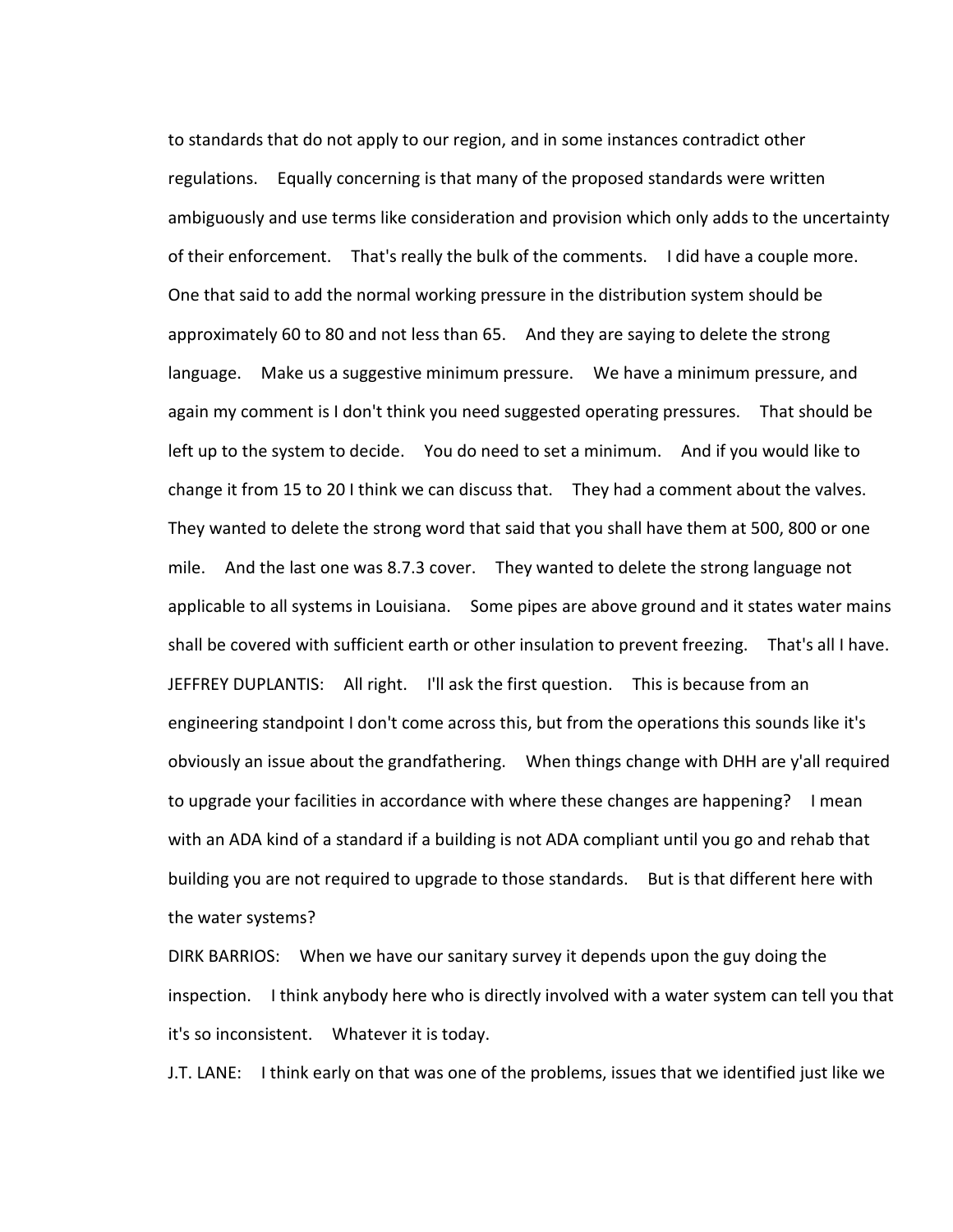to standards that do not apply to our region, and in some instances contradict other regulations. Equally concerning is that many of the proposed standards were written ambiguously and use terms like consideration and provision which only adds to the uncertainty of their enforcement. That's really the bulk of the comments. I did have a couple more. One that said to add the normal working pressure in the distribution system should be approximately 60 to 80 and not less than 65. And they are saying to delete the strong language. Make us a suggestive minimum pressure. We have a minimum pressure, and again my comment is I don't think you need suggested operating pressures. That should be left up to the system to decide. You do need to set a minimum. And if you would like to change it from 15 to 20 I think we can discuss that. They had a comment about the valves. They wanted to delete the strong word that said that you shall have them at 500, 800 or one mile. And the last one was 8.7.3 cover. They wanted to delete the strong language not applicable to all systems in Louisiana. Some pipes are above ground and it states water mains shall be covered with sufficient earth or other insulation to prevent freezing. That's all I have.

JEFFREY DUPLANTIS: All right. I'll ask the first question. This is because from an engineering standpoint I don't come across this, but from the operations this sounds like it's obviously an issue about the grandfathering. When things change with DHH are y'all required to upgrade your facilities in accordance with where these changes are happening? I mean with an ADA kind of a standard if a building is not ADA compliant until you go and rehab that building you are not required to upgrade to those standards. But is that different here with the water systems?

DIRK BARRIOS: When we have our sanitary survey it depends upon the guy doing the inspection. I think anybody here who is directly involved with a water system can tell you that it's so inconsistent. Whatever it is today.

J.T. LANE: I think early on that was one of the problems, issues that we identified just like we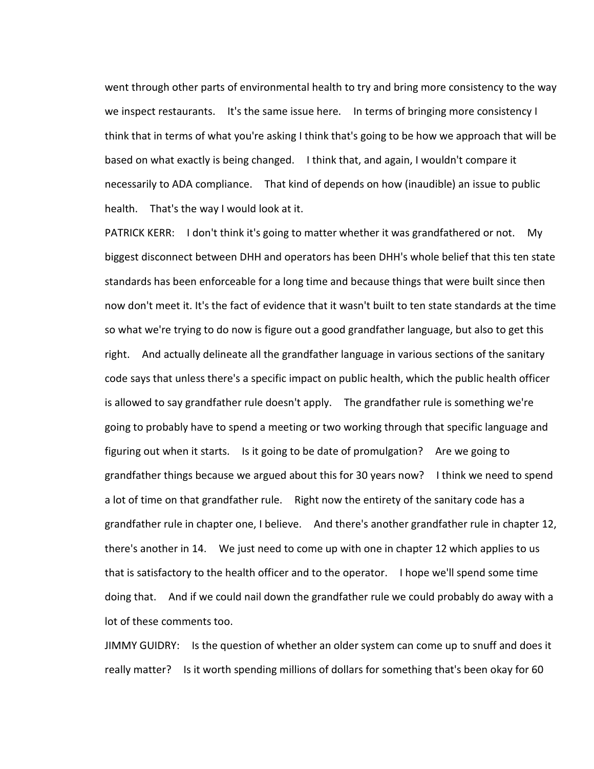went through other parts of environmental health to try and bring more consistency to the way we inspect restaurants. It's the same issue here. In terms of bringing more consistency I think that in terms of what you're asking I think that's going to be how we approach that will be based on what exactly is being changed. I think that, and again, I wouldn't compare it necessarily to ADA compliance. That kind of depends on how (inaudible) an issue to public health. That's the way I would look at it.

PATRICK KERR: I don't think it's going to matter whether it was grandfathered or not. My biggest disconnect between DHH and operators has been DHH's whole belief that this ten state standards has been enforceable for a long time and because things that were built since then now don't meet it. It's the fact of evidence that it wasn't built to ten state standards at the time so what we're trying to do now is figure out a good grandfather language, but also to get this right. And actually delineate all the grandfather language in various sections of the sanitary code says that unless there's a specific impact on public health, which the public health officer is allowed to say grandfather rule doesn't apply. The grandfather rule is something we're going to probably have to spend a meeting or two working through that specific language and figuring out when it starts. Is it going to be date of promulgation? Are we going to grandfather things because we argued about this for 30 years now? I think we need to spend a lot of time on that grandfather rule. Right now the entirety of the sanitary code has a grandfather rule in chapter one, I believe. And there's another grandfather rule in chapter 12, there's another in 14. We just need to come up with one in chapter 12 which applies to us that is satisfactory to the health officer and to the operator. I hope we'll spend some time doing that. And if we could nail down the grandfather rule we could probably do away with a lot of these comments too.

JIMMY GUIDRY: Is the question of whether an older system can come up to snuff and does it really matter? Is it worth spending millions of dollars for something that's been okay for 60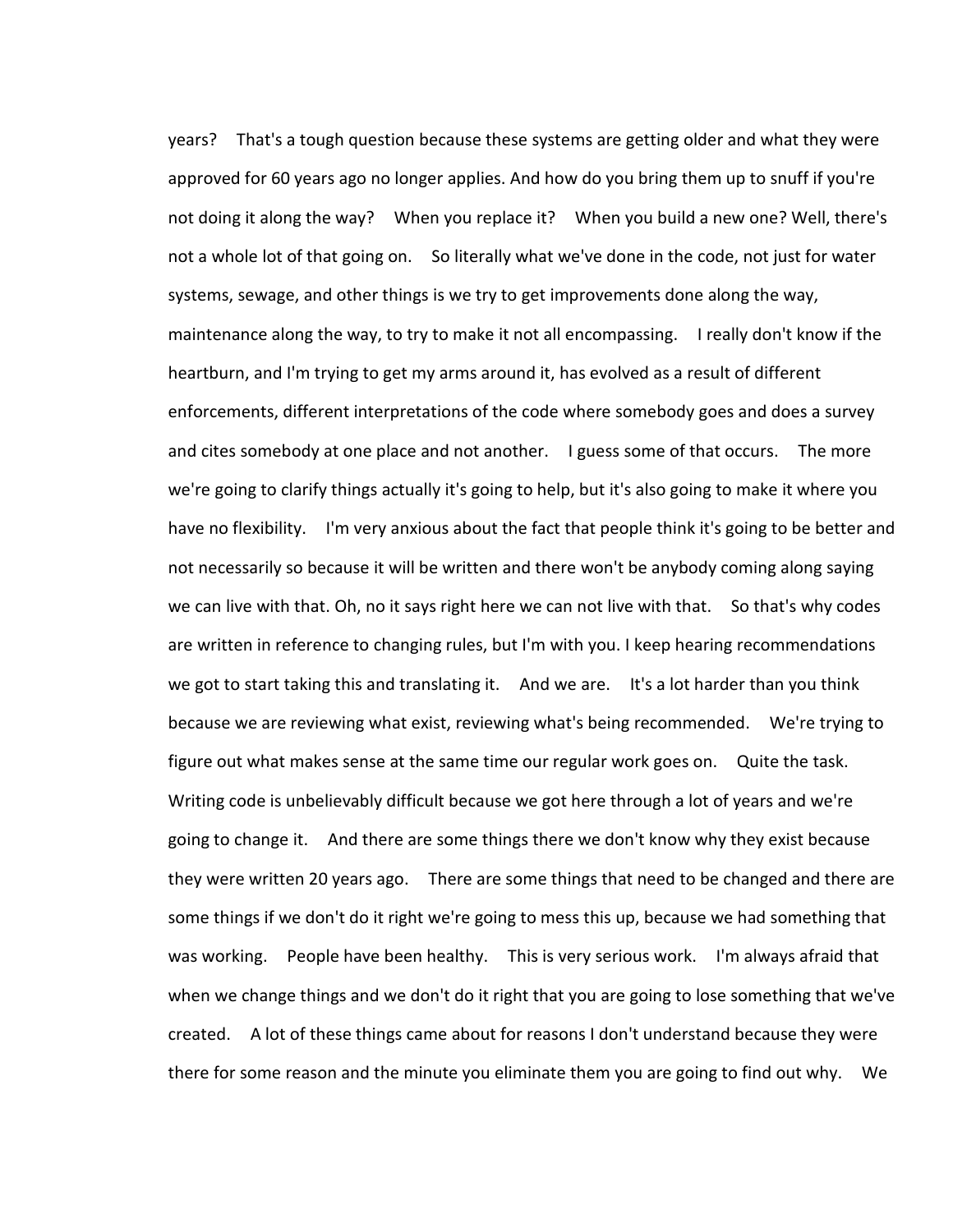years? That's a tough question because these systems are getting older and what they were approved for 60 years ago no longer applies. And how do you bring them up to snuff if you're not doing it along the way? When you replace it? When you build a new one? Well, there's not a whole lot of that going on. So literally what we've done in the code, not just for water systems, sewage, and other things is we try to get improvements done along the way, maintenance along the way, to try to make it not all encompassing. I really don't know if the heartburn, and I'm trying to get my arms around it, has evolved as a result of different enforcements, different interpretations of the code where somebody goes and does a survey and cites somebody at one place and not another. I guess some of that occurs. The more we're going to clarify things actually it's going to help, but it's also going to make it where you have no flexibility. I'm very anxious about the fact that people think it's going to be better and not necessarily so because it will be written and there won't be anybody coming along saying we can live with that. Oh, no it says right here we can not live with that. So that's why codes are written in reference to changing rules, but I'm with you. I keep hearing recommendations we got to start taking this and translating it. And we are. It's a lot harder than you think because we are reviewing what exist, reviewing what's being recommended. We're trying to figure out what makes sense at the same time our regular work goes on. Quite the task. Writing code is unbelievably difficult because we got here through a lot of years and we're going to change it. And there are some things there we don't know why they exist because they were written 20 years ago. There are some things that need to be changed and there are some things if we don't do it right we're going to mess this up, because we had something that was working. People have been healthy. This is very serious work. I'm always afraid that when we change things and we don't do it right that you are going to lose something that we've created. A lot of these things came about for reasons I don't understand because they were there for some reason and the minute you eliminate them you are going to find out why. We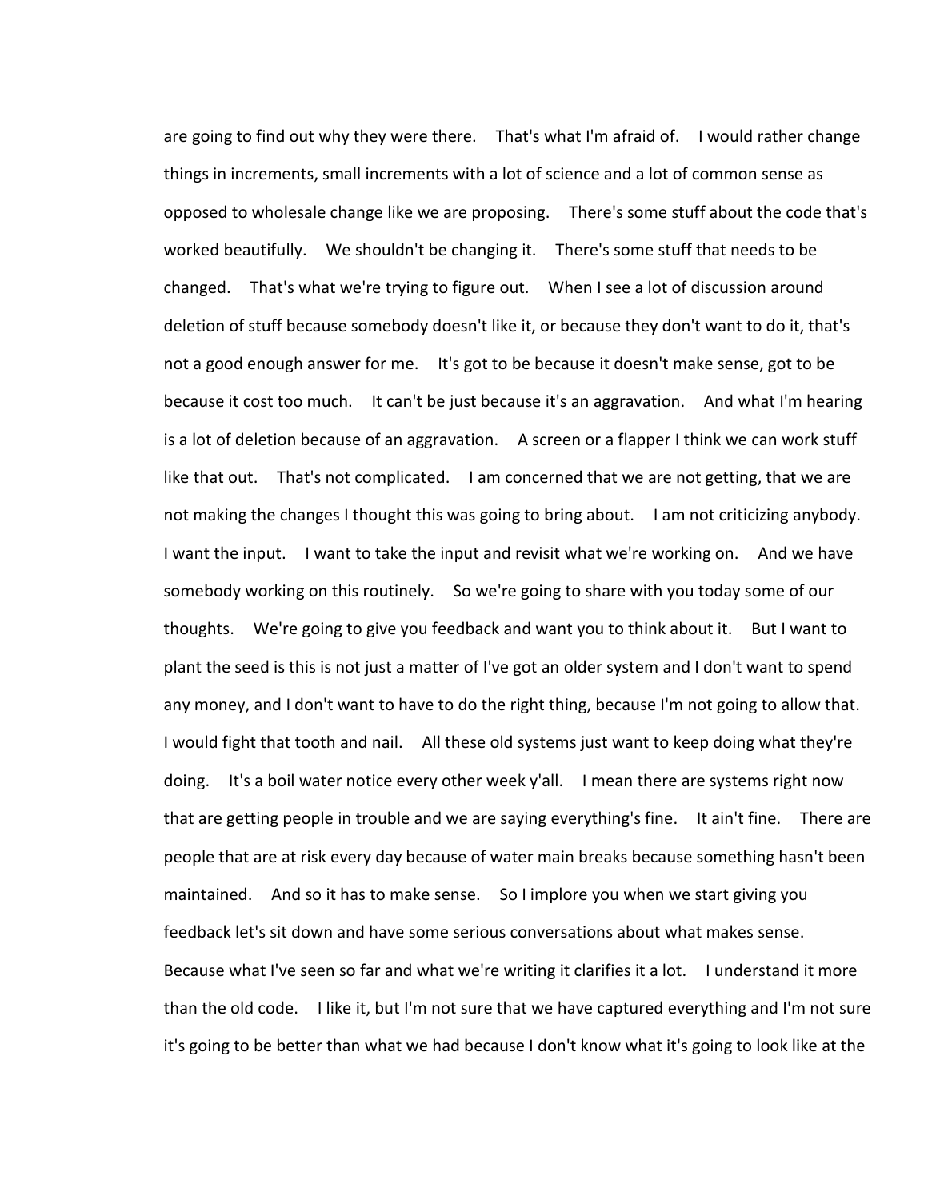are going to find out why they were there. That's what I'm afraid of. I would rather change things in increments, small increments with a lot of science and a lot of common sense as opposed to wholesale change like we are proposing. There's some stuff about the code that's worked beautifully. We shouldn't be changing it. There's some stuff that needs to be changed. That's what we're trying to figure out. When I see a lot of discussion around deletion of stuff because somebody doesn't like it, or because they don't want to do it, that's not a good enough answer for me. It's got to be because it doesn't make sense, got to be because it cost too much. It can't be just because it's an aggravation. And what I'm hearing is a lot of deletion because of an aggravation. A screen or a flapper I think we can work stuff like that out. That's not complicated. I am concerned that we are not getting, that we are not making the changes I thought this was going to bring about. I am not criticizing anybody. I want the input. I want to take the input and revisit what we're working on. And we have somebody working on this routinely. So we're going to share with you today some of our thoughts. We're going to give you feedback and want you to think about it. But I want to plant the seed is this is not just a matter of I've got an older system and I don't want to spend any money, and I don't want to have to do the right thing, because I'm not going to allow that. I would fight that tooth and nail. All these old systems just want to keep doing what they're doing. It's a boil water notice every other week y'all. I mean there are systems right now that are getting people in trouble and we are saying everything's fine. It ain't fine. There are people that are at risk every day because of water main breaks because something hasn't been maintained. And so it has to make sense. So I implore you when we start giving you feedback let's sit down and have some serious conversations about what makes sense. Because what I've seen so far and what we're writing it clarifies it a lot. I understand it more than the old code. I like it, but I'm not sure that we have captured everything and I'm not sure it's going to be better than what we had because I don't know what it's going to look like at the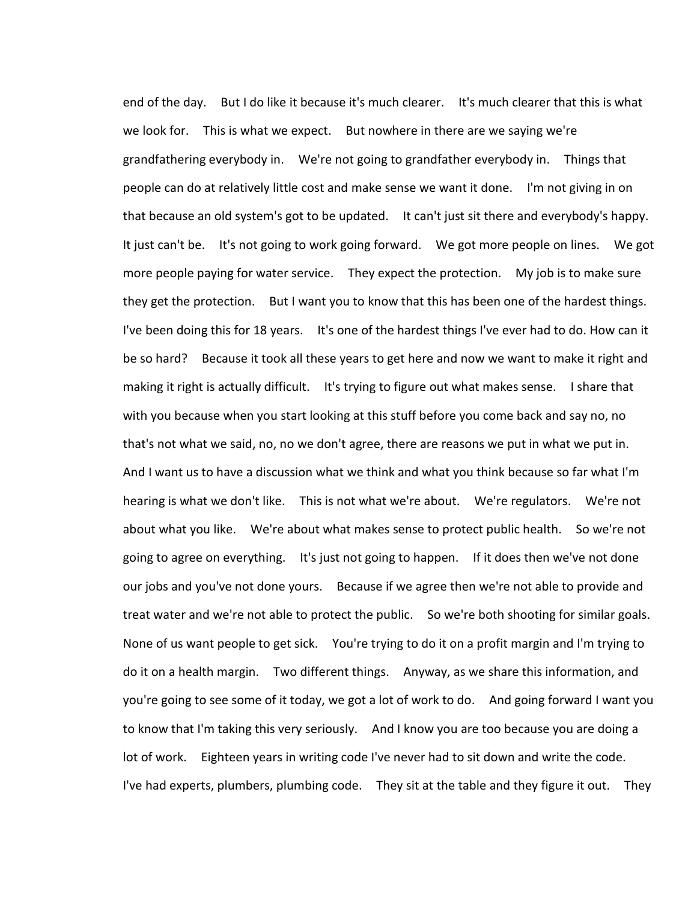end of the day. But I do like it because it's much clearer. It's much clearer that this is what we look for. This is what we expect. But nowhere in there are we saying we're grandfathering everybody in. We're not going to grandfather everybody in. Things that people can do at relatively little cost and make sense we want it done. I'm not giving in on that because an old system's got to be updated. It can't just sit there and everybody's happy. It just can't be. It's not going to work going forward. We got more people on lines. We got more people paying for water service. They expect the protection. My job is to make sure they get the protection. But I want you to know that this has been one of the hardest things. I've been doing this for 18 years. It's one of the hardest things I've ever had to do. How can it be so hard? Because it took all these years to get here and now we want to make it right and making it right is actually difficult. It's trying to figure out what makes sense. I share that with you because when you start looking at this stuff before you come back and say no, no that's not what we said, no, no we don't agree, there are reasons we put in what we put in. And I want us to have a discussion what we think and what you think because so far what I'm hearing is what we don't like. This is not what we're about. We're regulators. We're not about what you like. We're about what makes sense to protect public health. So we're not going to agree on everything. It's just not going to happen. If it does then we've not done our jobs and you've not done yours. Because if we agree then we're not able to provide and treat water and we're not able to protect the public. So we're both shooting for similar goals. None of us want people to get sick. You're trying to do it on a profit margin and I'm trying to do it on a health margin. Two different things. Anyway, as we share this information, and you're going to see some of it today, we got a lot of work to do. And going forward I want you to know that I'm taking this very seriously. And I know you are too because you are doing a lot of work. Eighteen years in writing code I've never had to sit down and write the code. I've had experts, plumbers, plumbing code. They sit at the table and they figure it out. They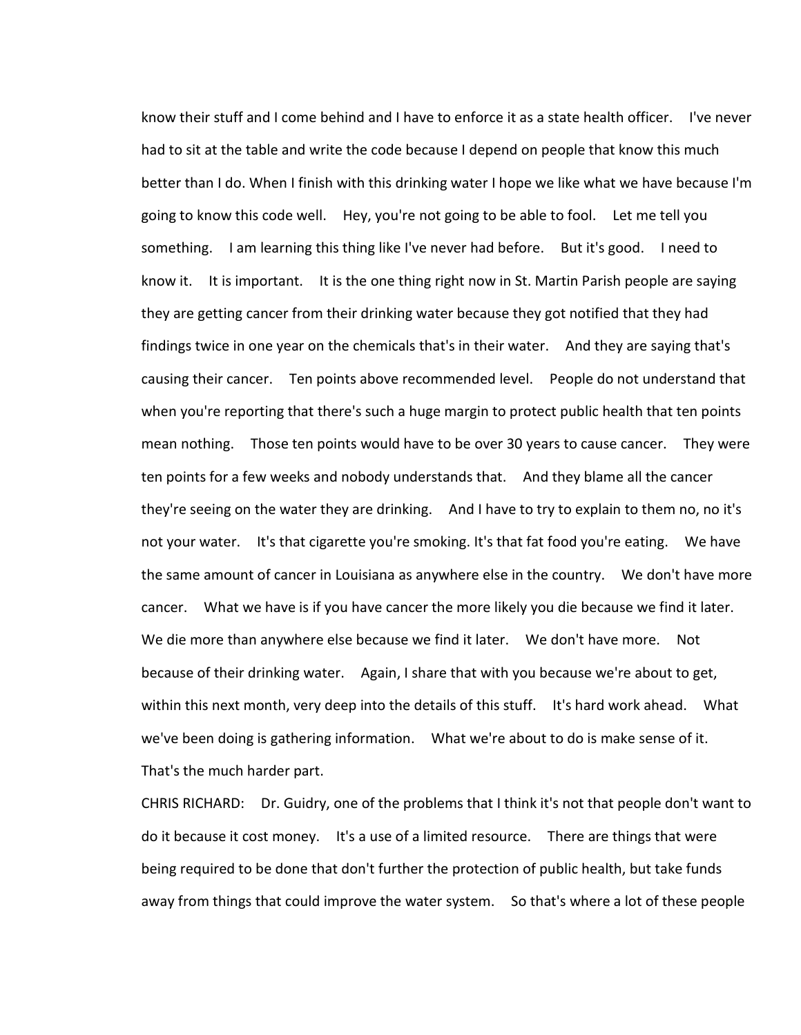know their stuff and I come behind and I have to enforce it as a state health officer. I've never had to sit at the table and write the code because I depend on people that know this much better than I do. When I finish with this drinking water I hope we like what we have because I'm going to know this code well. Hey, you're not going to be able to fool. Let me tell you something. I am learning this thing like I've never had before. But it's good. I need to know it. It is important. It is the one thing right now in St. Martin Parish people are saying they are getting cancer from their drinking water because they got notified that they had findings twice in one year on the chemicals that's in their water. And they are saying that's causing their cancer. Ten points above recommended level. People do not understand that when you're reporting that there's such a huge margin to protect public health that ten points mean nothing. Those ten points would have to be over 30 years to cause cancer. They were ten points for a few weeks and nobody understands that. And they blame all the cancer they're seeing on the water they are drinking. And I have to try to explain to them no, no it's not your water. It's that cigarette you're smoking. It's that fat food you're eating. We have the same amount of cancer in Louisiana as anywhere else in the country. We don't have more cancer. What we have is if you have cancer the more likely you die because we find it later. We die more than anywhere else because we find it later. We don't have more. Not because of their drinking water. Again, I share that with you because we're about to get, within this next month, very deep into the details of this stuff. It's hard work ahead. What we've been doing is gathering information. What we're about to do is make sense of it. That's the much harder part.

CHRIS RICHARD: Dr. Guidry, one of the problems that I think it's not that people don't want to do it because it cost money. It's a use of a limited resource. There are things that were being required to be done that don't further the protection of public health, but take funds away from things that could improve the water system. So that's where a lot of these people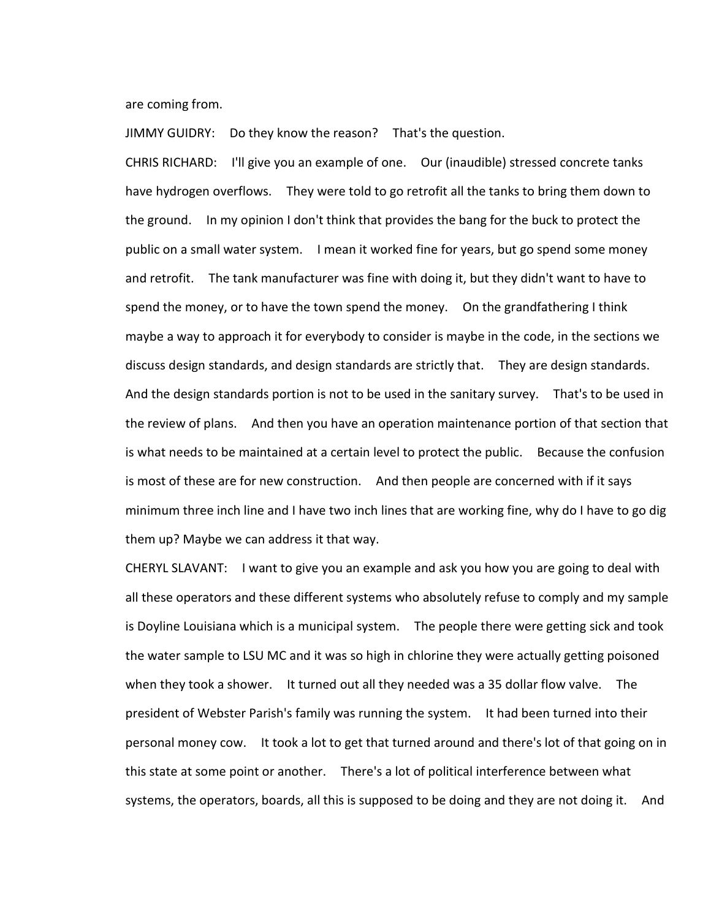are coming from.

JIMMY GUIDRY: Do they know the reason? That's the question.

CHRIS RICHARD: I'll give you an example of one. Our (inaudible) stressed concrete tanks have hydrogen overflows. They were told to go retrofit all the tanks to bring them down to the ground. In my opinion I don't think that provides the bang for the buck to protect the public on a small water system. I mean it worked fine for years, but go spend some money and retrofit. The tank manufacturer was fine with doing it, but they didn't want to have to spend the money, or to have the town spend the money. On the grandfathering I think maybe a way to approach it for everybody to consider is maybe in the code, in the sections we discuss design standards, and design standards are strictly that. They are design standards. And the design standards portion is not to be used in the sanitary survey. That's to be used in the review of plans. And then you have an operation maintenance portion of that section that is what needs to be maintained at a certain level to protect the public. Because the confusion is most of these are for new construction. And then people are concerned with if it says minimum three inch line and I have two inch lines that are working fine, why do I have to go dig them up? Maybe we can address it that way.

CHERYL SLAVANT: I want to give you an example and ask you how you are going to deal with all these operators and these different systems who absolutely refuse to comply and my sample is Doyline Louisiana which is a municipal system. The people there were getting sick and took the water sample to LSU MC and it was so high in chlorine they were actually getting poisoned when they took a shower. It turned out all they needed was a 35 dollar flow valve. The president of Webster Parish's family was running the system. It had been turned into their personal money cow. It took a lot to get that turned around and there's lot of that going on in this state at some point or another. There's a lot of political interference between what systems, the operators, boards, all this is supposed to be doing and they are not doing it. And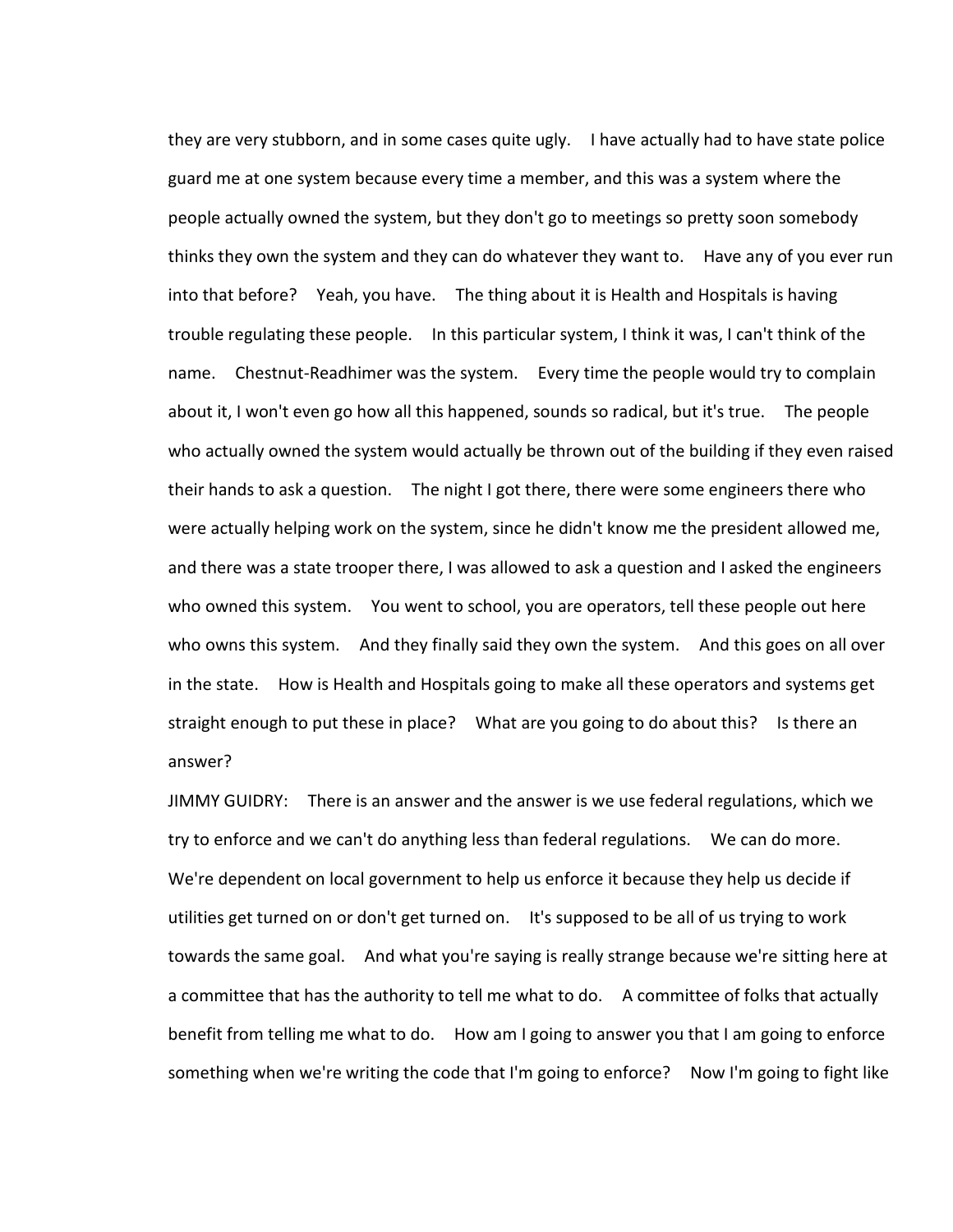they are very stubborn, and in some cases quite ugly. I have actually had to have state police guard me at one system because every time a member, and this was a system where the people actually owned the system, but they don't go to meetings so pretty soon somebody thinks they own the system and they can do whatever they want to. Have any of you ever run into that before? Yeah, you have. The thing about it is Health and Hospitals is having trouble regulating these people. In this particular system, I think it was, I can't think of the name. Chestnut-Readhimer was the system. Every time the people would try to complain about it, I won't even go how all this happened, sounds so radical, but it's true. The people who actually owned the system would actually be thrown out of the building if they even raised their hands to ask a question. The night I got there, there were some engineers there who were actually helping work on the system, since he didn't know me the president allowed me, and there was a state trooper there, I was allowed to ask a question and I asked the engineers who owned this system. You went to school, you are operators, tell these people out here who owns this system. And they finally said they own the system. And this goes on all over in the state. How is Health and Hospitals going to make all these operators and systems get straight enough to put these in place? What are you going to do about this? Is there an answer?

JIMMY GUIDRY: There is an answer and the answer is we use federal regulations, which we try to enforce and we can't do anything less than federal regulations. We can do more. We're dependent on local government to help us enforce it because they help us decide if utilities get turned on or don't get turned on. It's supposed to be all of us trying to work towards the same goal. And what you're saying is really strange because we're sitting here at a committee that has the authority to tell me what to do. A committee of folks that actually benefit from telling me what to do. How am I going to answer you that I am going to enforce something when we're writing the code that I'm going to enforce? Now I'm going to fight like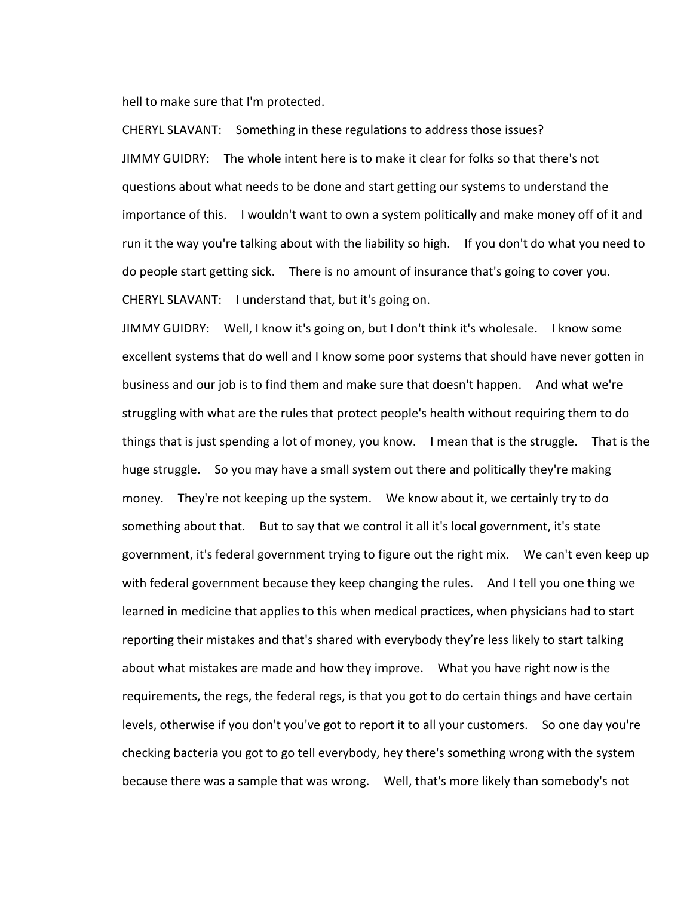hell to make sure that I'm protected.

CHERYL SLAVANT: Something in these regulations to address those issues?

JIMMY GUIDRY: The whole intent here is to make it clear for folks so that there's not questions about what needs to be done and start getting our systems to understand the importance of this. I wouldn't want to own a system politically and make money off of it and run it the way you're talking about with the liability so high. If you don't do what you need to do people start getting sick. There is no amount of insurance that's going to cover you.

CHERYL SLAVANT: I understand that, but it's going on.

JIMMY GUIDRY: Well, I know it's going on, but I don't think it's wholesale. I know some excellent systems that do well and I know some poor systems that should have never gotten in business and our job is to find them and make sure that doesn't happen. And what we're struggling with what are the rules that protect people's health without requiring them to do things that is just spending a lot of money, you know. I mean that is the struggle. That is the huge struggle. So you may have a small system out there and politically they're making money. They're not keeping up the system. We know about it, we certainly try to do something about that. But to say that we control it all it's local government, it's state government, it's federal government trying to figure out the right mix. We can't even keep up with federal government because they keep changing the rules. And I tell you one thing we learned in medicine that applies to this when medical practices, when physicians had to start reporting their mistakes and that's shared with everybody they're less likely to start talking about what mistakes are made and how they improve. What you have right now is the requirements, the regs, the federal regs, is that you got to do certain things and have certain levels, otherwise if you don't you've got to report it to all your customers. So one day you're checking bacteria you got to go tell everybody, hey there's something wrong with the system because there was a sample that was wrong. Well, that's more likely than somebody's not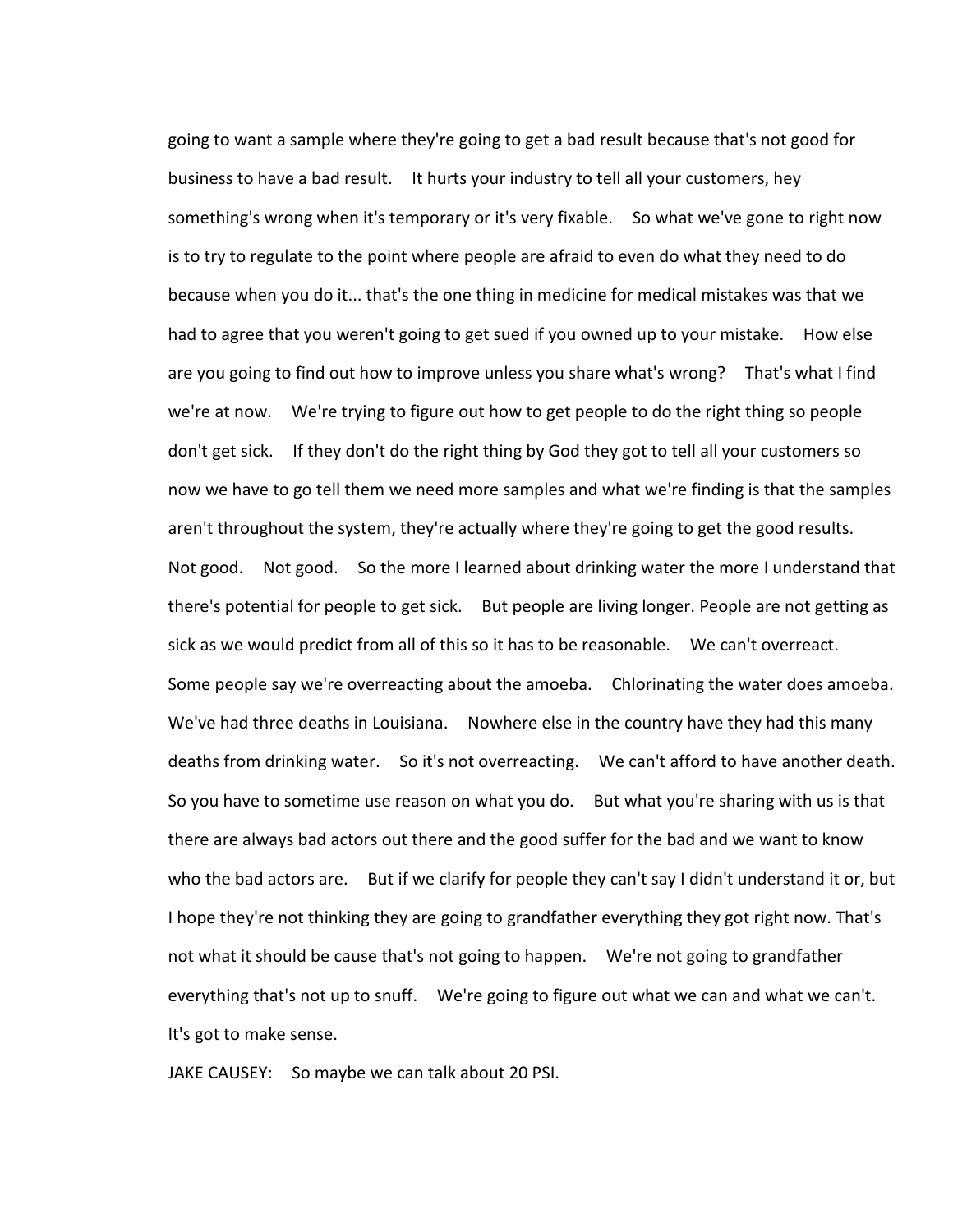going to want a sample where they're going to get a bad result because that's not good for business to have a bad result. It hurts your industry to tell all your customers, hey something's wrong when it's temporary or it's very fixable. So what we've gone to right now is to try to regulate to the point where people are afraid to even do what they need to do because when you do it... that's the one thing in medicine for medical mistakes was that we had to agree that you weren't going to get sued if you owned up to your mistake. How else are you going to find out how to improve unless you share what's wrong? That's what I find we're at now. We're trying to figure out how to get people to do the right thing so people don't get sick. If they don't do the right thing by God they got to tell all your customers so now we have to go tell them we need more samples and what we're finding is that the samples aren't throughout the system, they're actually where they're going to get the good results. Not good. Not good. So the more I learned about drinking water the more I understand that there's potential for people to get sick. But people are living longer. People are not getting as sick as we would predict from all of this so it has to be reasonable. We can't overreact. Some people say we're overreacting about the amoeba. Chlorinating the water does amoeba. We've had three deaths in Louisiana. Nowhere else in the country have they had this many deaths from drinking water. So it's not overreacting. We can't afford to have another death. So you have to sometime use reason on what you do. But what you're sharing with us is that there are always bad actors out there and the good suffer for the bad and we want to know who the bad actors are. But if we clarify for people they can't say I didn't understand it or, but I hope they're not thinking they are going to grandfather everything they got right now. That's not what it should be cause that's not going to happen. We're not going to grandfather everything that's not up to snuff. We're going to figure out what we can and what we can't. It's got to make sense.

JAKE CAUSEY: So maybe we can talk about 20 PSI.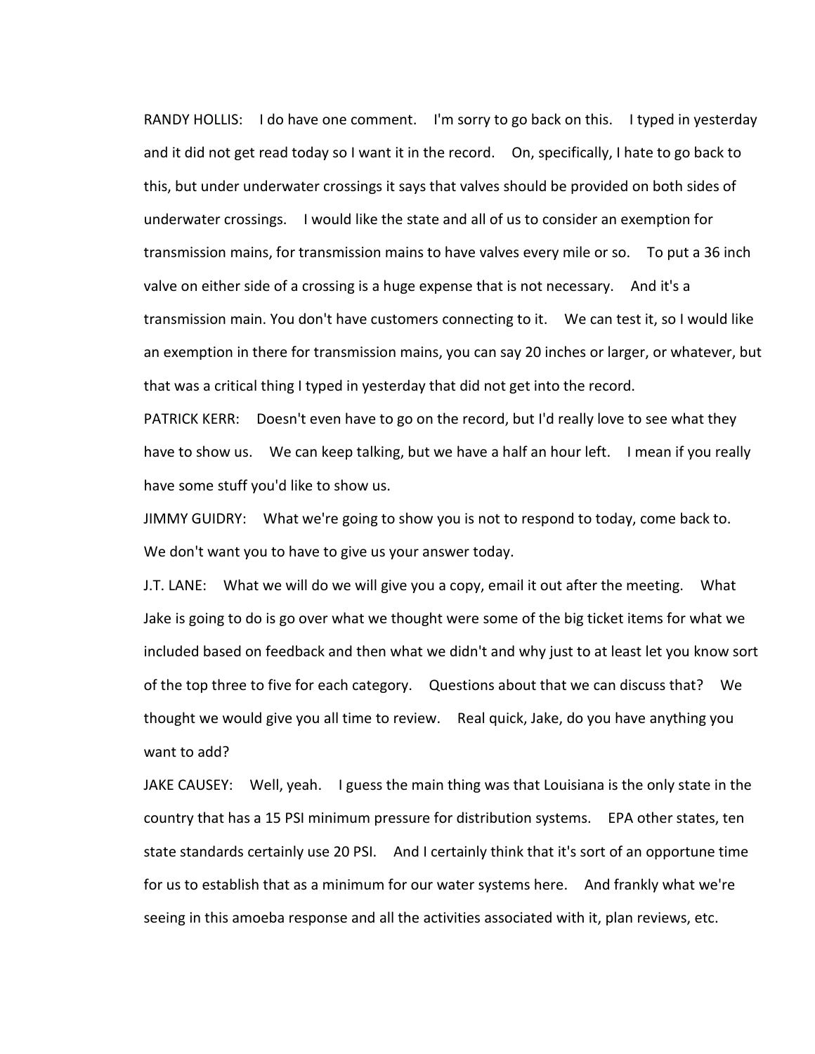RANDY HOLLIS: I do have one comment. I'm sorry to go back on this. I typed in yesterday and it did not get read today so I want it in the record. On, specifically, I hate to go back to this, but under underwater crossings it says that valves should be provided on both sides of underwater crossings. I would like the state and all of us to consider an exemption for transmission mains, for transmission mains to have valves every mile or so. To put a 36 inch valve on either side of a crossing is a huge expense that is not necessary. And it's a transmission main. You don't have customers connecting to it. We can test it, so I would like an exemption in there for transmission mains, you can say 20 inches or larger, or whatever, but that was a critical thing I typed in yesterday that did not get into the record.

PATRICK KERR: Doesn't even have to go on the record, but I'd really love to see what they have to show us. We can keep talking, but we have a half an hour left. I mean if you really have some stuff you'd like to show us.

JIMMY GUIDRY: What we're going to show you is not to respond to today, come back to. We don't want you to have to give us your answer today.

J.T. LANE: What we will do we will give you a copy, email it out after the meeting. What Jake is going to do is go over what we thought were some of the big ticket items for what we included based on feedback and then what we didn't and why just to at least let you know sort of the top three to five for each category. Questions about that we can discuss that? We thought we would give you all time to review. Real quick, Jake, do you have anything you want to add?

JAKE CAUSEY: Well, yeah. I guess the main thing was that Louisiana is the only state in the country that has a 15 PSI minimum pressure for distribution systems. EPA other states, ten state standards certainly use 20 PSI. And I certainly think that it's sort of an opportune time for us to establish that as a minimum for our water systems here. And frankly what we're seeing in this amoeba response and all the activities associated with it, plan reviews, etc.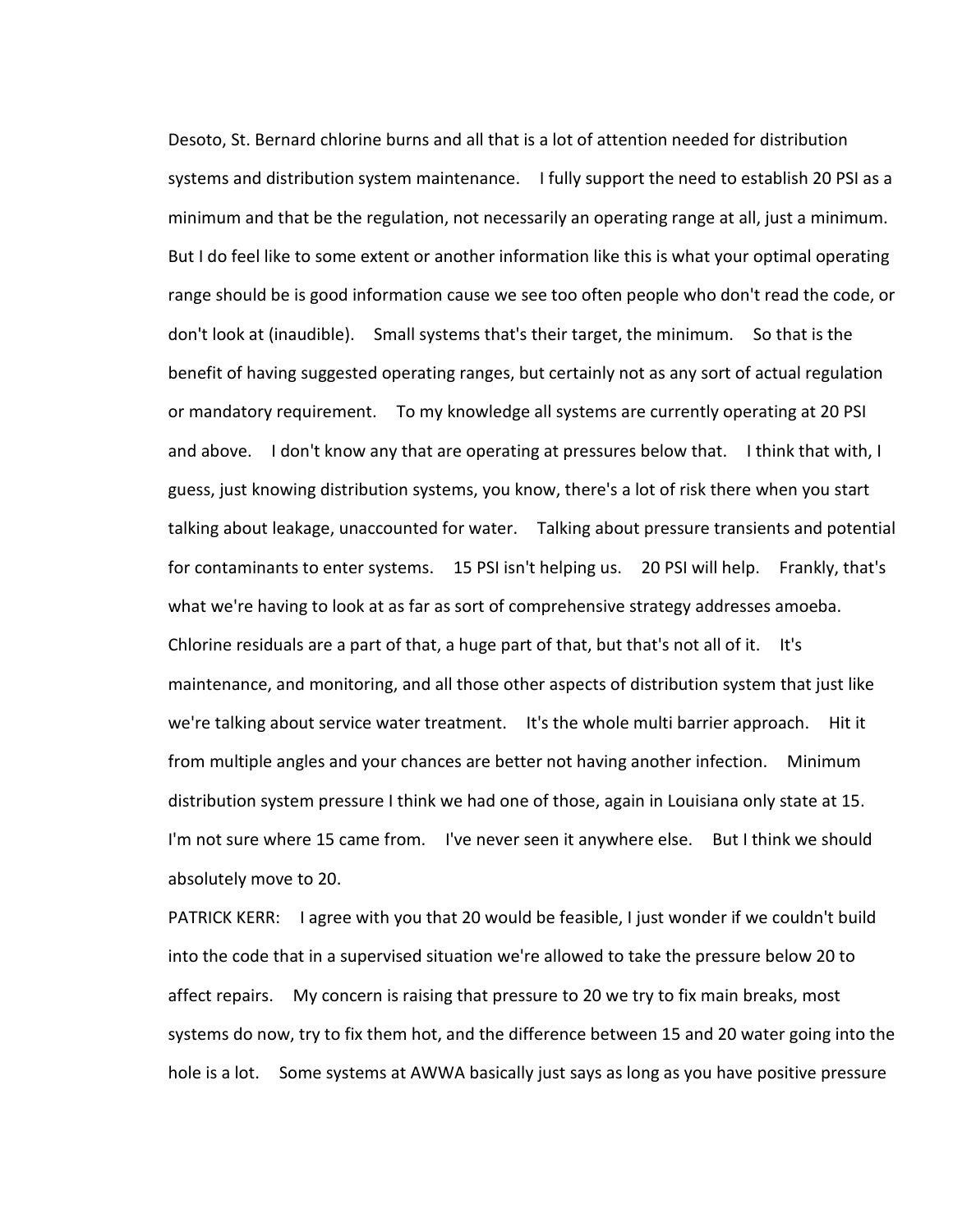Desoto, St. Bernard chlorine burns and all that is a lot of attention needed for distribution systems and distribution system maintenance. I fully support the need to establish 20 PSI as a minimum and that be the regulation, not necessarily an operating range at all, just a minimum. But I do feel like to some extent or another information like this is what your optimal operating range should be is good information cause we see too often people who don't read the code, or don't look at (inaudible). Small systems that's their target, the minimum. So that is the benefit of having suggested operating ranges, but certainly not as any sort of actual regulation or mandatory requirement. To my knowledge all systems are currently operating at 20 PSI and above. I don't know any that are operating at pressures below that. I think that with, I guess, just knowing distribution systems, you know, there's a lot of risk there when you start talking about leakage, unaccounted for water. Talking about pressure transients and potential for contaminants to enter systems. 15 PSI isn't helping us. 20 PSI will help. Frankly, that's what we're having to look at as far as sort of comprehensive strategy addresses amoeba. Chlorine residuals are a part of that, a huge part of that, but that's not all of it. It's maintenance, and monitoring, and all those other aspects of distribution system that just like we're talking about service water treatment. It's the whole multi barrier approach. Hit it from multiple angles and your chances are better not having another infection. Minimum distribution system pressure I think we had one of those, again in Louisiana only state at 15. I'm not sure where 15 came from. I've never seen it anywhere else. But I think we should absolutely move to 20.

PATRICK KERR: I agree with you that 20 would be feasible, I just wonder if we couldn't build into the code that in a supervised situation we're allowed to take the pressure below 20 to affect repairs. My concern is raising that pressure to 20 we try to fix main breaks, most systems do now, try to fix them hot, and the difference between 15 and 20 water going into the hole is a lot. Some systems at AWWA basically just says as long as you have positive pressure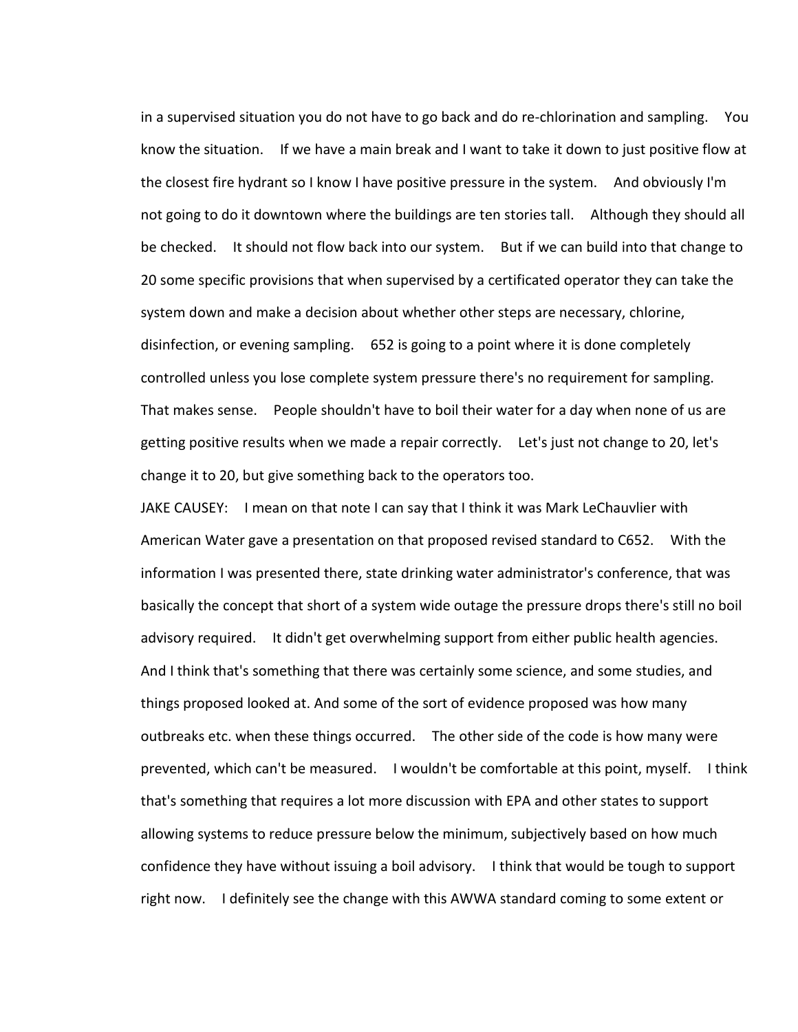in a supervised situation you do not have to go back and do re-chlorination and sampling. You know the situation. If we have a main break and I want to take it down to just positive flow at the closest fire hydrant so I know I have positive pressure in the system. And obviously I'm not going to do it downtown where the buildings are ten stories tall. Although they should all be checked. It should not flow back into our system. But if we can build into that change to 20 some specific provisions that when supervised by a certificated operator they can take the system down and make a decision about whether other steps are necessary, chlorine, disinfection, or evening sampling. 652 is going to a point where it is done completely controlled unless you lose complete system pressure there's no requirement for sampling. That makes sense. People shouldn't have to boil their water for a day when none of us are getting positive results when we made a repair correctly. Let's just not change to 20, let's change it to 20, but give something back to the operators too.

JAKE CAUSEY: I mean on that note I can say that I think it was Mark LeChauvlier with American Water gave a presentation on that proposed revised standard to C652. With the information I was presented there, state drinking water administrator's conference, that was basically the concept that short of a system wide outage the pressure drops there's still no boil advisory required. It didn't get overwhelming support from either public health agencies. And I think that's something that there was certainly some science, and some studies, and things proposed looked at. And some of the sort of evidence proposed was how many outbreaks etc. when these things occurred. The other side of the code is how many were prevented, which can't be measured. I wouldn't be comfortable at this point, myself. I think that's something that requires a lot more discussion with EPA and other states to support allowing systems to reduce pressure below the minimum, subjectively based on how much confidence they have without issuing a boil advisory. I think that would be tough to support right now. I definitely see the change with this AWWA standard coming to some extent or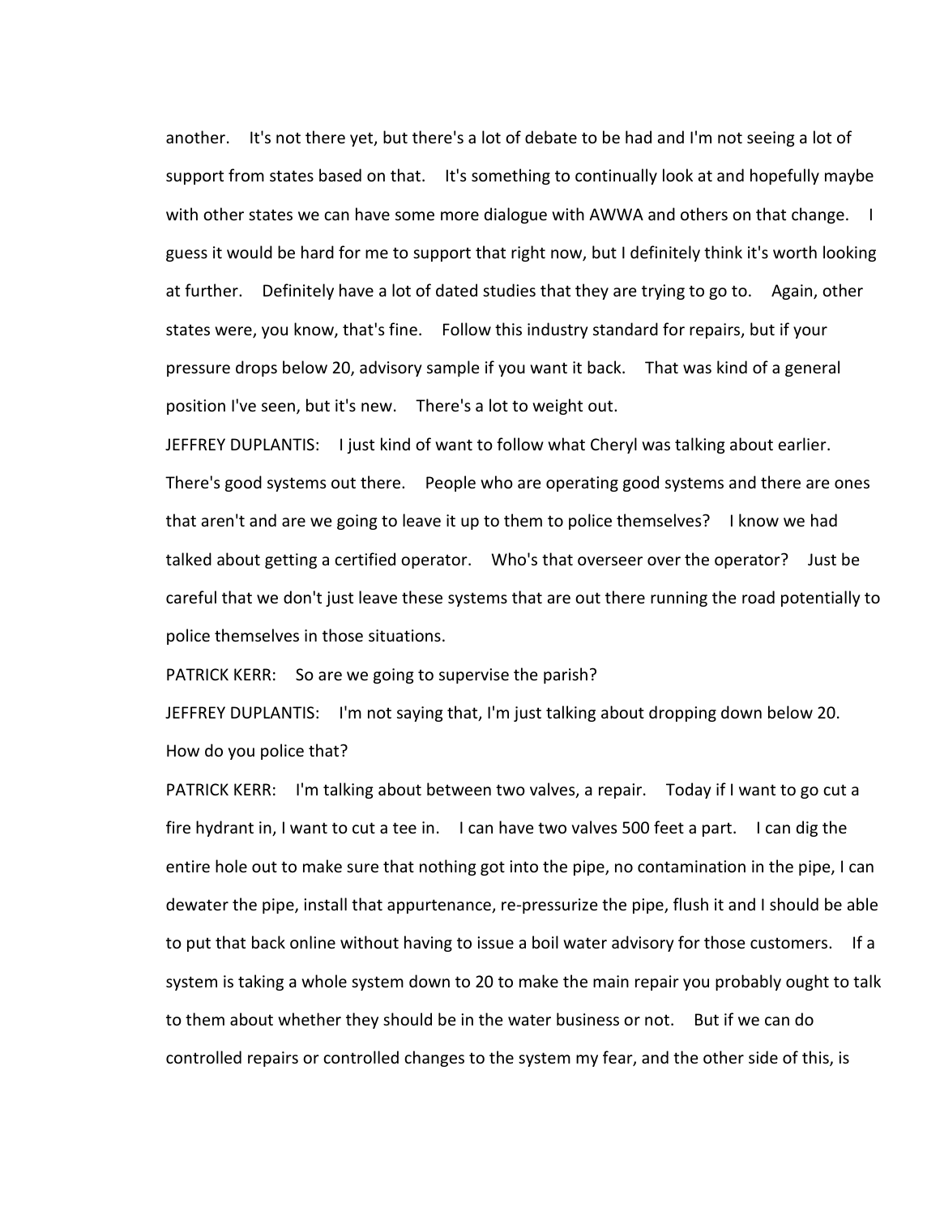another. It's not there yet, but there's a lot of debate to be had and I'm not seeing a lot of support from states based on that. It's something to continually look at and hopefully maybe with other states we can have some more dialogue with AWWA and others on that change. I guess it would be hard for me to support that right now, but I definitely think it's worth looking at further. Definitely have a lot of dated studies that they are trying to go to. Again, other states were, you know, that's fine. Follow this industry standard for repairs, but if your pressure drops below 20, advisory sample if you want it back. That was kind of a general position I've seen, but it's new. There's a lot to weight out.

JEFFREY DUPLANTIS: I just kind of want to follow what Cheryl was talking about earlier. There's good systems out there. People who are operating good systems and there are ones that aren't and are we going to leave it up to them to police themselves? I know we had talked about getting a certified operator. Who's that overseer over the operator? Just be careful that we don't just leave these systems that are out there running the road potentially to police themselves in those situations.

PATRICK KERR: So are we going to supervise the parish?

JEFFREY DUPLANTIS: I'm not saying that, I'm just talking about dropping down below 20. How do you police that?

PATRICK KERR: I'm talking about between two valves, a repair. Today if I want to go cut a fire hydrant in, I want to cut a tee in. I can have two valves 500 feet a part. I can dig the entire hole out to make sure that nothing got into the pipe, no contamination in the pipe, I can dewater the pipe, install that appurtenance, re-pressurize the pipe, flush it and I should be able to put that back online without having to issue a boil water advisory for those customers. If a system is taking a whole system down to 20 to make the main repair you probably ought to talk to them about whether they should be in the water business or not. But if we can do controlled repairs or controlled changes to the system my fear, and the other side of this, is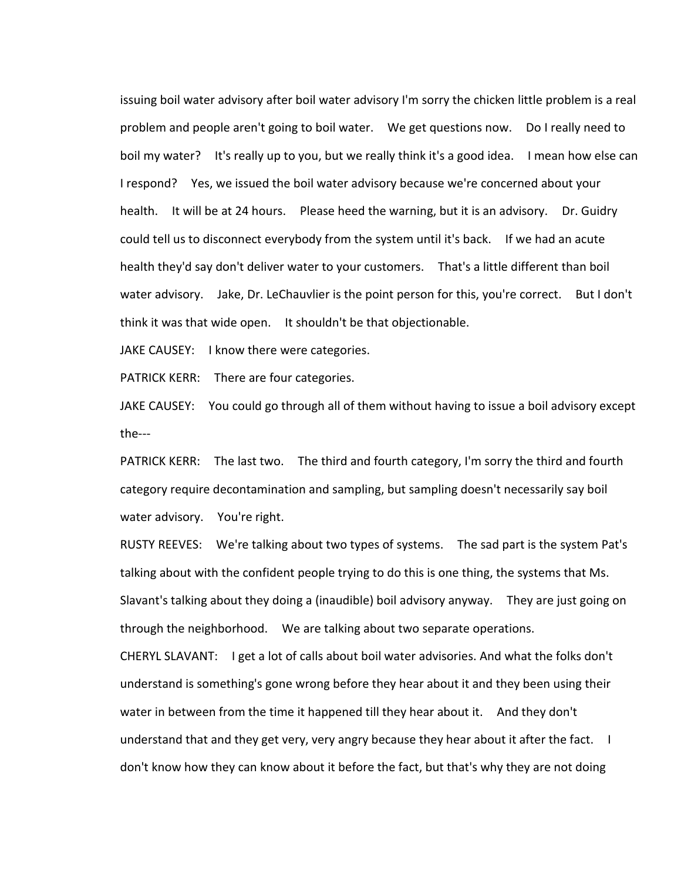issuing boil water advisory after boil water advisory I'm sorry the chicken little problem is a real problem and people aren't going to boil water. We get questions now. Do I really need to boil my water? It's really up to you, but we really think it's a good idea. I mean how else can I respond? Yes, we issued the boil water advisory because we're concerned about your health. It will be at 24 hours. Please heed the warning, but it is an advisory. Dr. Guidry could tell us to disconnect everybody from the system until it's back. If we had an acute health they'd say don't deliver water to your customers. That's a little different than boil water advisory. Jake, Dr. LeChauvlier is the point person for this, you're correct. But I don't think it was that wide open. It shouldn't be that objectionable.

JAKE CAUSEY: I know there were categories.

PATRICK KERR: There are four categories.

JAKE CAUSEY: You could go through all of them without having to issue a boil advisory except the---

PATRICK KERR: The last two. The third and fourth category, I'm sorry the third and fourth category require decontamination and sampling, but sampling doesn't necessarily say boil water advisory. You're right.

RUSTY REEVES: We're talking about two types of systems. The sad part is the system Pat's talking about with the confident people trying to do this is one thing, the systems that Ms. Slavant's talking about they doing a (inaudible) boil advisory anyway. They are just going on through the neighborhood. We are talking about two separate operations.

CHERYL SLAVANT: I get a lot of calls about boil water advisories. And what the folks don't understand is something's gone wrong before they hear about it and they been using their water in between from the time it happened till they hear about it. And they don't understand that and they get very, very angry because they hear about it after the fact. I don't know how they can know about it before the fact, but that's why they are not doing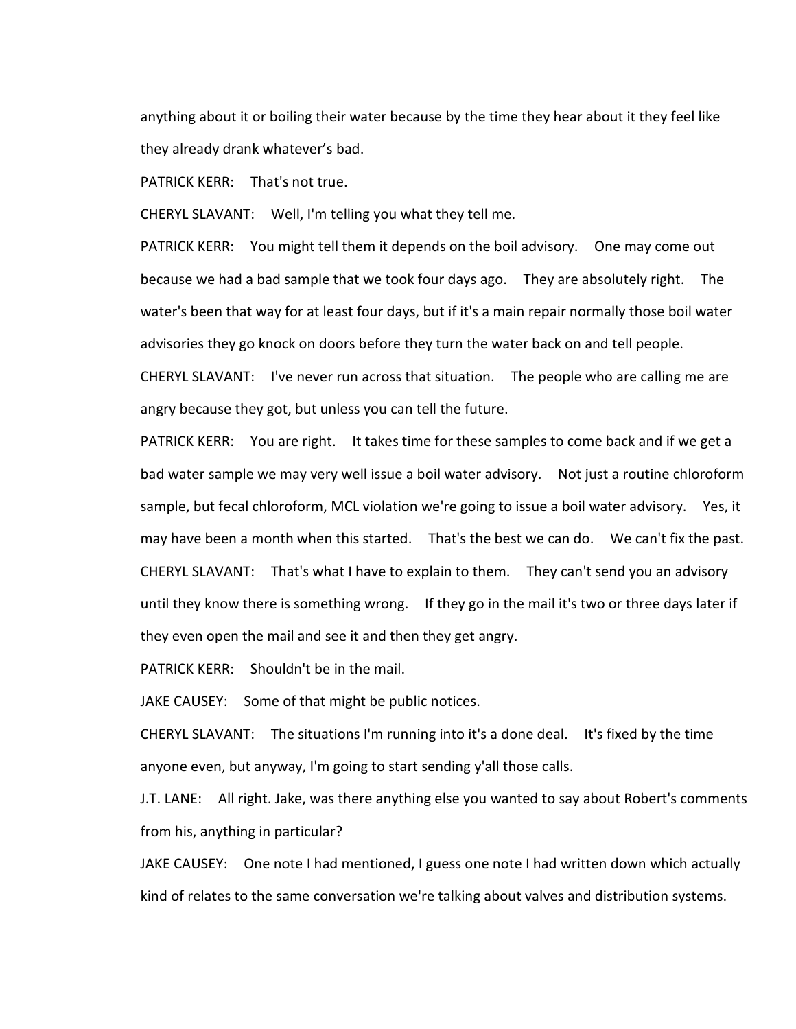anything about it or boiling their water because by the time they hear about it they feel like they already drank whatever's bad.

PATRICK KERR: That's not true.

CHERYL SLAVANT: Well, I'm telling you what they tell me.

PATRICK KERR: You might tell them it depends on the boil advisory. One may come out because we had a bad sample that we took four days ago. They are absolutely right. The water's been that way for at least four days, but if it's a main repair normally those boil water advisories they go knock on doors before they turn the water back on and tell people.

CHERYL SLAVANT: I've never run across that situation. The people who are calling me are angry because they got, but unless you can tell the future.

PATRICK KERR: You are right. It takes time for these samples to come back and if we get a bad water sample we may very well issue a boil water advisory. Not just a routine chloroform sample, but fecal chloroform, MCL violation we're going to issue a boil water advisory. Yes, it may have been a month when this started. That's the best we can do. We can't fix the past.

CHERYL SLAVANT: That's what I have to explain to them. They can't send you an advisory until they know there is something wrong. If they go in the mail it's two or three days later if they even open the mail and see it and then they get angry.

PATRICK KERR: Shouldn't be in the mail.

JAKE CAUSEY: Some of that might be public notices.

CHERYL SLAVANT: The situations I'm running into it's a done deal. It's fixed by the time anyone even, but anyway, I'm going to start sending y'all those calls.

J.T. LANE: All right. Jake, was there anything else you wanted to say about Robert's comments from his, anything in particular?

JAKE CAUSEY: One note I had mentioned, I guess one note I had written down which actually kind of relates to the same conversation we're talking about valves and distribution systems.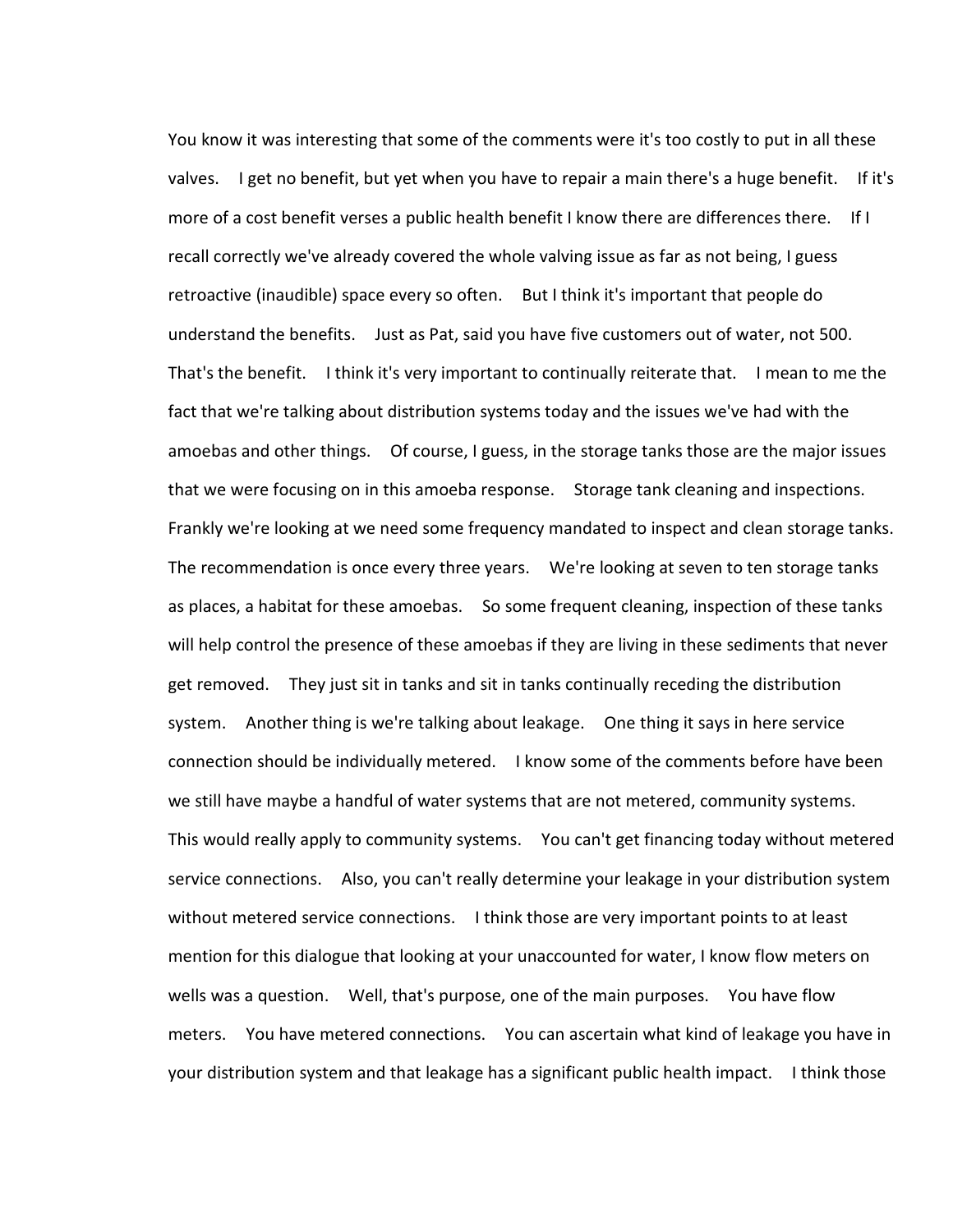You know it was interesting that some of the comments were it's too costly to put in all these valves. I get no benefit, but yet when you have to repair a main there's a huge benefit. If it's more of a cost benefit verses a public health benefit I know there are differences there. If I recall correctly we've already covered the whole valving issue as far as not being, I guess retroactive (inaudible) space every so often. But I think it's important that people do understand the benefits. Just as Pat, said you have five customers out of water, not 500. That's the benefit. I think it's very important to continually reiterate that. I mean to me the fact that we're talking about distribution systems today and the issues we've had with the amoebas and other things. Of course, I guess, in the storage tanks those are the major issues that we were focusing on in this amoeba response. Storage tank cleaning and inspections. Frankly we're looking at we need some frequency mandated to inspect and clean storage tanks. The recommendation is once every three years. We're looking at seven to ten storage tanks as places, a habitat for these amoebas. So some frequent cleaning, inspection of these tanks will help control the presence of these amoebas if they are living in these sediments that never get removed. They just sit in tanks and sit in tanks continually receding the distribution system. Another thing is we're talking about leakage. One thing it says in here service connection should be individually metered. I know some of the comments before have been we still have maybe a handful of water systems that are not metered, community systems. This would really apply to community systems. You can't get financing today without metered service connections. Also, you can't really determine your leakage in your distribution system without metered service connections. I think those are very important points to at least mention for this dialogue that looking at your unaccounted for water, I know flow meters on wells was a question. Well, that's purpose, one of the main purposes. You have flow meters. You have metered connections. You can ascertain what kind of leakage you have in your distribution system and that leakage has a significant public health impact. I think those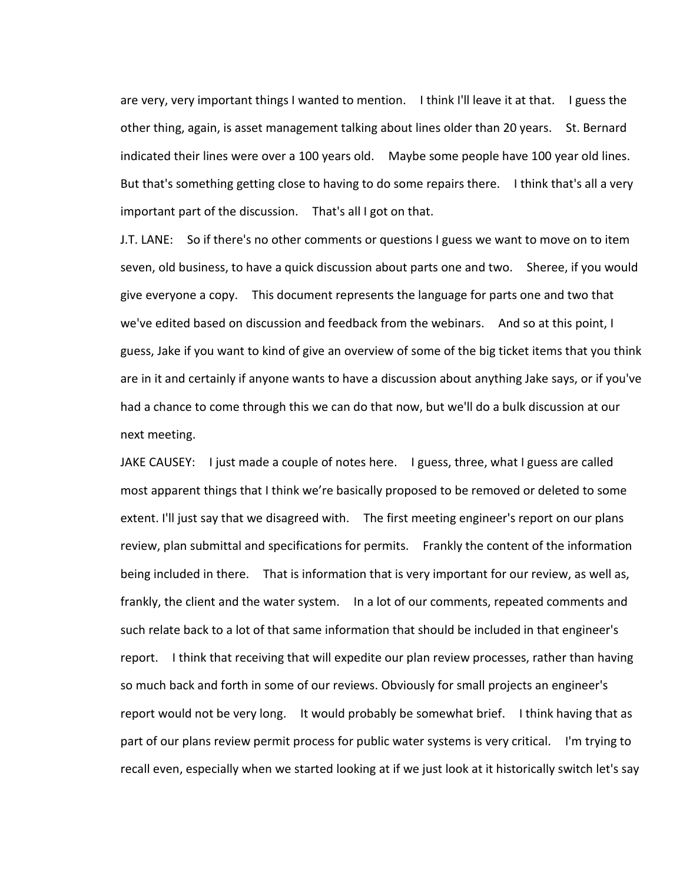are very, very important things I wanted to mention. I think I'll leave it at that. I guess the other thing, again, is asset management talking about lines older than 20 years. St. Bernard indicated their lines were over a 100 years old. Maybe some people have 100 year old lines. But that's something getting close to having to do some repairs there. I think that's all a very important part of the discussion. That's all I got on that.

J.T. LANE: So if there's no other comments or questions I guess we want to move on to item seven, old business, to have a quick discussion about parts one and two. Sheree, if you would give everyone a copy. This document represents the language for parts one and two that we've edited based on discussion and feedback from the webinars. And so at this point, I guess, Jake if you want to kind of give an overview of some of the big ticket items that you think are in it and certainly if anyone wants to have a discussion about anything Jake says, or if you've had a chance to come through this we can do that now, but we'll do a bulk discussion at our next meeting.

JAKE CAUSEY: I just made a couple of notes here. I guess, three, what I guess are called most apparent things that I think we're basically proposed to be removed or deleted to some extent. I'll just say that we disagreed with. The first meeting engineer's report on our plans review, plan submittal and specifications for permits. Frankly the content of the information being included in there. That is information that is very important for our review, as well as, frankly, the client and the water system. In a lot of our comments, repeated comments and such relate back to a lot of that same information that should be included in that engineer's report. I think that receiving that will expedite our plan review processes, rather than having so much back and forth in some of our reviews. Obviously for small projects an engineer's report would not be very long. It would probably be somewhat brief. I think having that as part of our plans review permit process for public water systems is very critical. I'm trying to recall even, especially when we started looking at if we just look at it historically switch let's say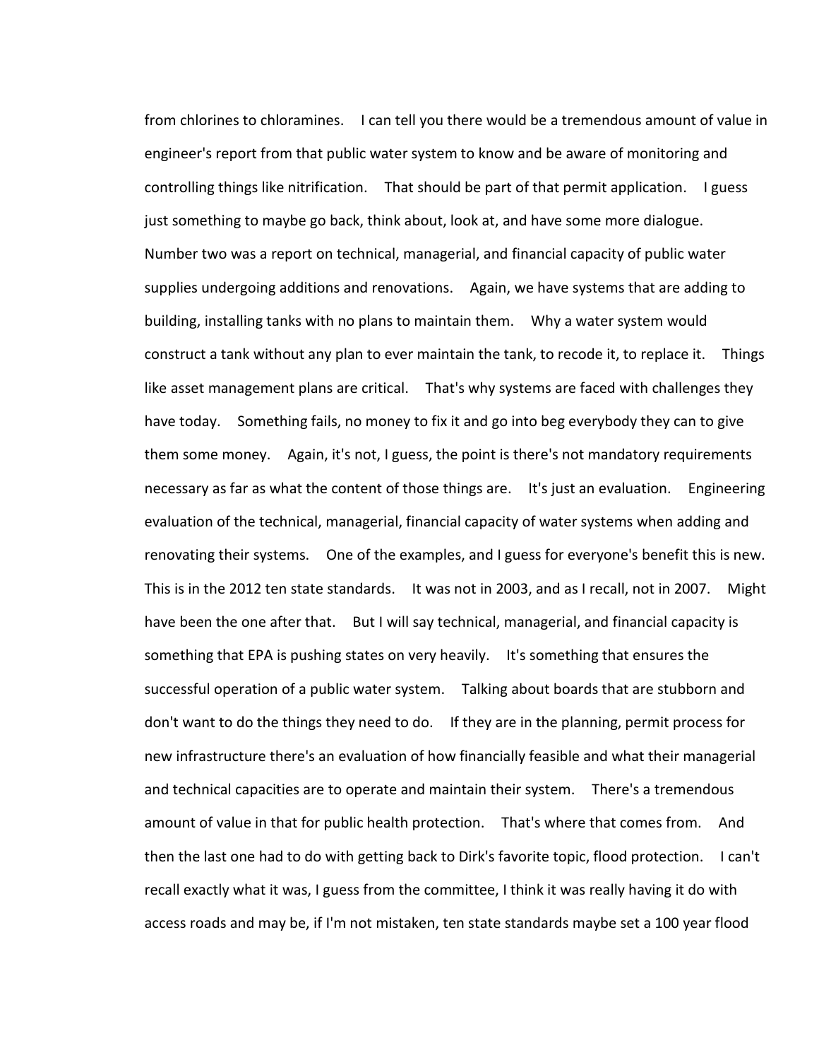from chlorines to chloramines. I can tell you there would be a tremendous amount of value in engineer's report from that public water system to know and be aware of monitoring and controlling things like nitrification. That should be part of that permit application. I guess just something to maybe go back, think about, look at, and have some more dialogue. Number two was a report on technical, managerial, and financial capacity of public water supplies undergoing additions and renovations. Again, we have systems that are adding to building, installing tanks with no plans to maintain them. Why a water system would construct a tank without any plan to ever maintain the tank, to recode it, to replace it. Things like asset management plans are critical. That's why systems are faced with challenges they have today. Something fails, no money to fix it and go into beg everybody they can to give them some money. Again, it's not, I guess, the point is there's not mandatory requirements necessary as far as what the content of those things are. It's just an evaluation. Engineering evaluation of the technical, managerial, financial capacity of water systems when adding and renovating their systems. One of the examples, and I guess for everyone's benefit this is new. This is in the 2012 ten state standards. It was not in 2003, and as I recall, not in 2007. Might have been the one after that. But I will say technical, managerial, and financial capacity is something that EPA is pushing states on very heavily. It's something that ensures the successful operation of a public water system. Talking about boards that are stubborn and don't want to do the things they need to do. If they are in the planning, permit process for new infrastructure there's an evaluation of how financially feasible and what their managerial and technical capacities are to operate and maintain their system. There's a tremendous amount of value in that for public health protection. That's where that comes from. And then the last one had to do with getting back to Dirk's favorite topic, flood protection. I can't recall exactly what it was, I guess from the committee, I think it was really having it do with access roads and may be, if I'm not mistaken, ten state standards maybe set a 100 year flood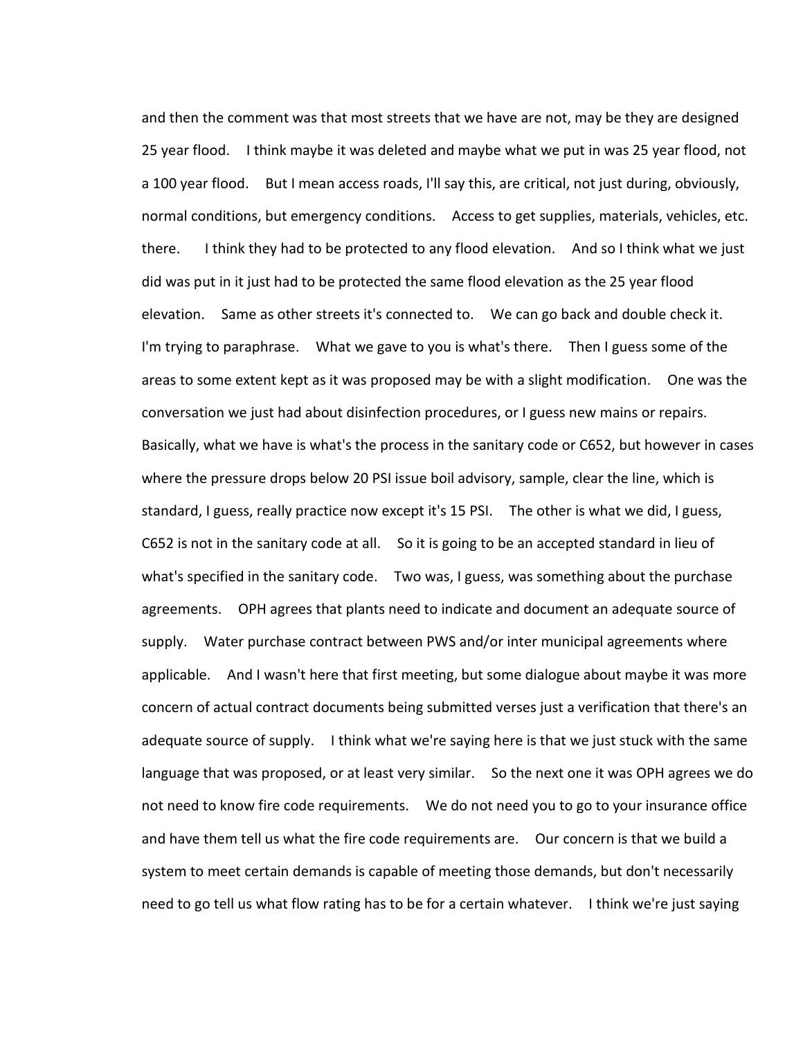and then the comment was that most streets that we have are not, may be they are designed 25 year flood. I think maybe it was deleted and maybe what we put in was 25 year flood, not a 100 year flood. But I mean access roads, I'll say this, are critical, not just during, obviously, normal conditions, but emergency conditions. Access to get supplies, materials, vehicles, etc. there. I think they had to be protected to any flood elevation. And so I think what we just did was put in it just had to be protected the same flood elevation as the 25 year flood elevation. Same as other streets it's connected to. We can go back and double check it. I'm trying to paraphrase. What we gave to you is what's there. Then I guess some of the areas to some extent kept as it was proposed may be with a slight modification. One was the conversation we just had about disinfection procedures, or I guess new mains or repairs. Basically, what we have is what's the process in the sanitary code or C652, but however in cases where the pressure drops below 20 PSI issue boil advisory, sample, clear the line, which is standard, I guess, really practice now except it's 15 PSI. The other is what we did, I guess, C652 is not in the sanitary code at all. So it is going to be an accepted standard in lieu of what's specified in the sanitary code. Two was, I guess, was something about the purchase agreements. OPH agrees that plants need to indicate and document an adequate source of supply. Water purchase contract between PWS and/or inter municipal agreements where applicable. And I wasn't here that first meeting, but some dialogue about maybe it was more concern of actual contract documents being submitted verses just a verification that there's an adequate source of supply. I think what we're saying here is that we just stuck with the same language that was proposed, or at least very similar. So the next one it was OPH agrees we do not need to know fire code requirements. We do not need you to go to your insurance office and have them tell us what the fire code requirements are. Our concern is that we build a system to meet certain demands is capable of meeting those demands, but don't necessarily need to go tell us what flow rating has to be for a certain whatever. I think we're just saying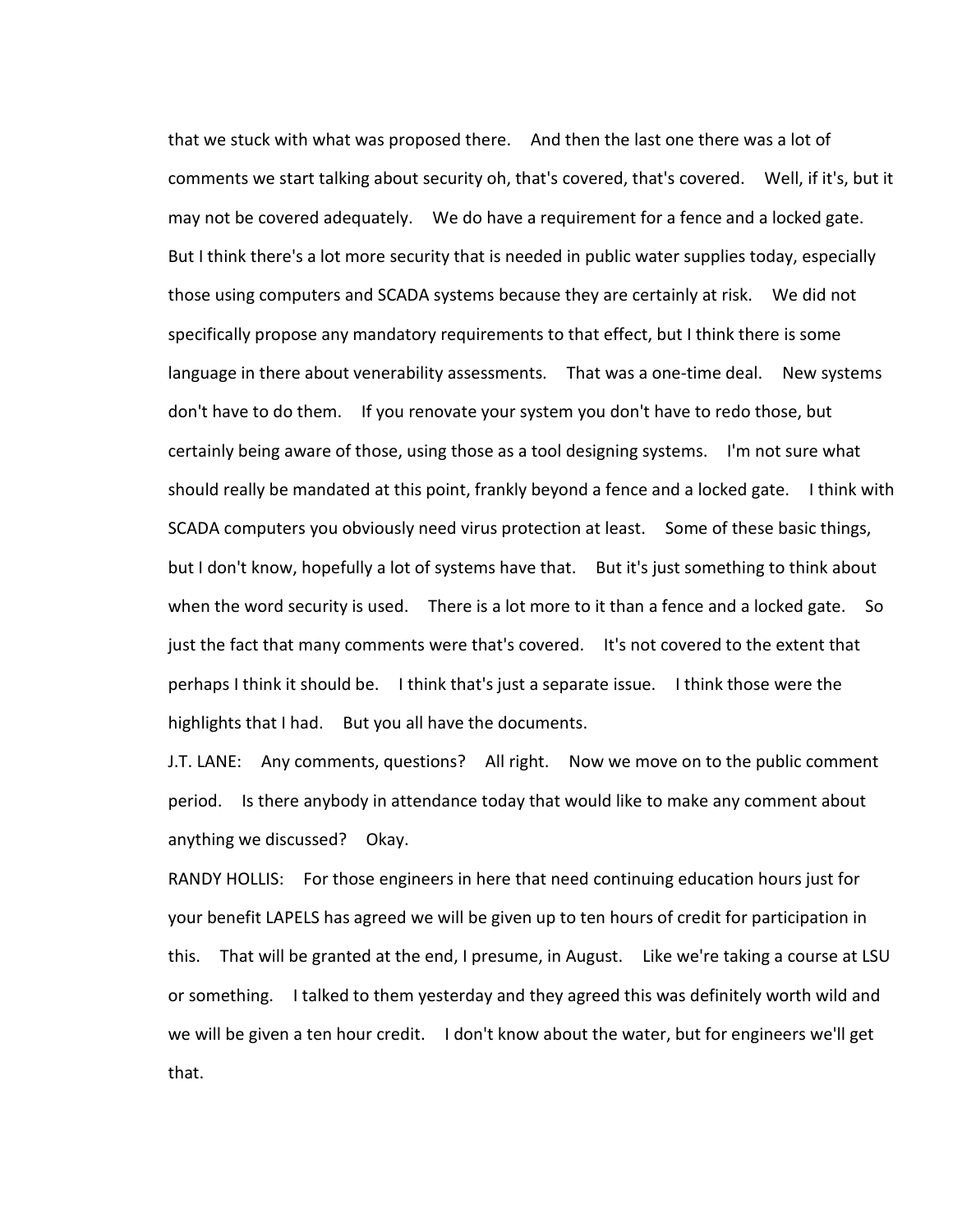that we stuck with what was proposed there. And then the last one there was a lot of comments we start talking about security oh, that's covered, that's covered. Well, if it's, but it may not be covered adequately. We do have a requirement for a fence and a locked gate. But I think there's a lot more security that is needed in public water supplies today, especially those using computers and SCADA systems because they are certainly at risk. We did not specifically propose any mandatory requirements to that effect, but I think there is some language in there about venerability assessments. That was a one-time deal. New systems don't have to do them. If you renovate your system you don't have to redo those, but certainly being aware of those, using those as a tool designing systems. I'm not sure what should really be mandated at this point, frankly beyond a fence and a locked gate. I think with SCADA computers you obviously need virus protection at least. Some of these basic things, but I don't know, hopefully a lot of systems have that. But it's just something to think about when the word security is used. There is a lot more to it than a fence and a locked gate. So just the fact that many comments were that's covered. It's not covered to the extent that perhaps I think it should be. I think that's just a separate issue. I think those were the highlights that I had. But you all have the documents.

J.T. LANE: Any comments, questions? All right. Now we move on to the public comment period. Is there anybody in attendance today that would like to make any comment about anything we discussed? Okay.

RANDY HOLLIS: For those engineers in here that need continuing education hours just for your benefit LAPELS has agreed we will be given up to ten hours of credit for participation in this. That will be granted at the end, I presume, in August. Like we're taking a course at LSU or something. I talked to them yesterday and they agreed this was definitely worth wild and we will be given a ten hour credit. I don't know about the water, but for engineers we'll get that.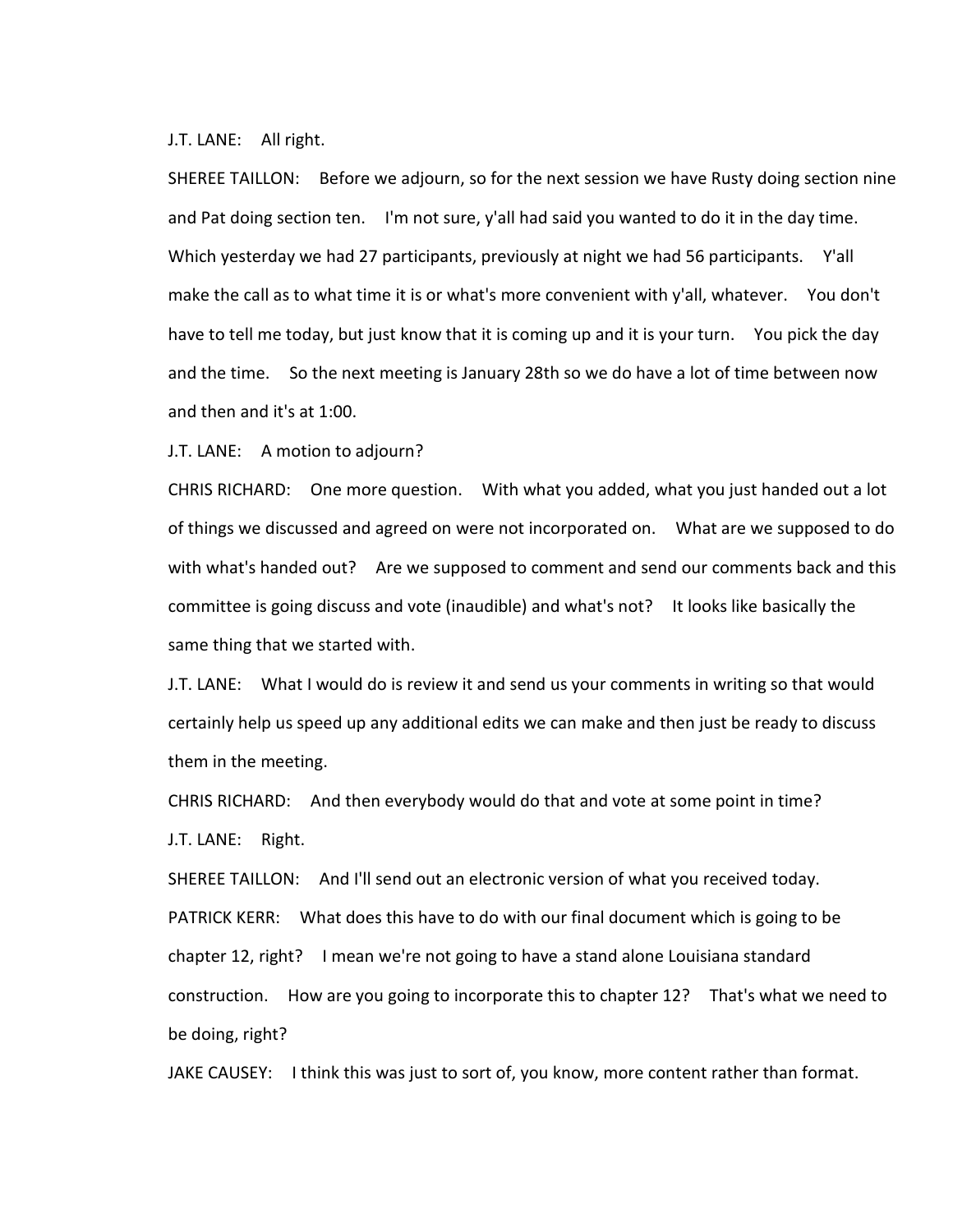J.T. LANE: All right.

SHEREE TAILLON: Before we adjourn, so for the next session we have Rusty doing section nine and Pat doing section ten. I'm not sure, y'all had said you wanted to do it in the day time. Which yesterday we had 27 participants, previously at night we had 56 participants. Y'all make the call as to what time it is or what's more convenient with y'all, whatever. You don't have to tell me today, but just know that it is coming up and it is your turn. You pick the day and the time. So the next meeting is January 28th so we do have a lot of time between now and then and it's at 1:00.

J.T. LANE: A motion to adjourn?

CHRIS RICHARD: One more question. With what you added, what you just handed out a lot of things we discussed and agreed on were not incorporated on. What are we supposed to do with what's handed out? Are we supposed to comment and send our comments back and this committee is going discuss and vote (inaudible) and what's not? It looks like basically the same thing that we started with.

J.T. LANE: What I would do is review it and send us your comments in writing so that would certainly help us speed up any additional edits we can make and then just be ready to discuss them in the meeting.

CHRIS RICHARD: And then everybody would do that and vote at some point in time?

J.T. LANE: Right.

SHEREE TAILLON: And I'll send out an electronic version of what you received today.

PATRICK KERR: What does this have to do with our final document which is going to be chapter 12, right? I mean we're not going to have a stand alone Louisiana standard construction. How are you going to incorporate this to chapter 12? That's what we need to be doing, right?

JAKE CAUSEY: I think this was just to sort of, you know, more content rather than format.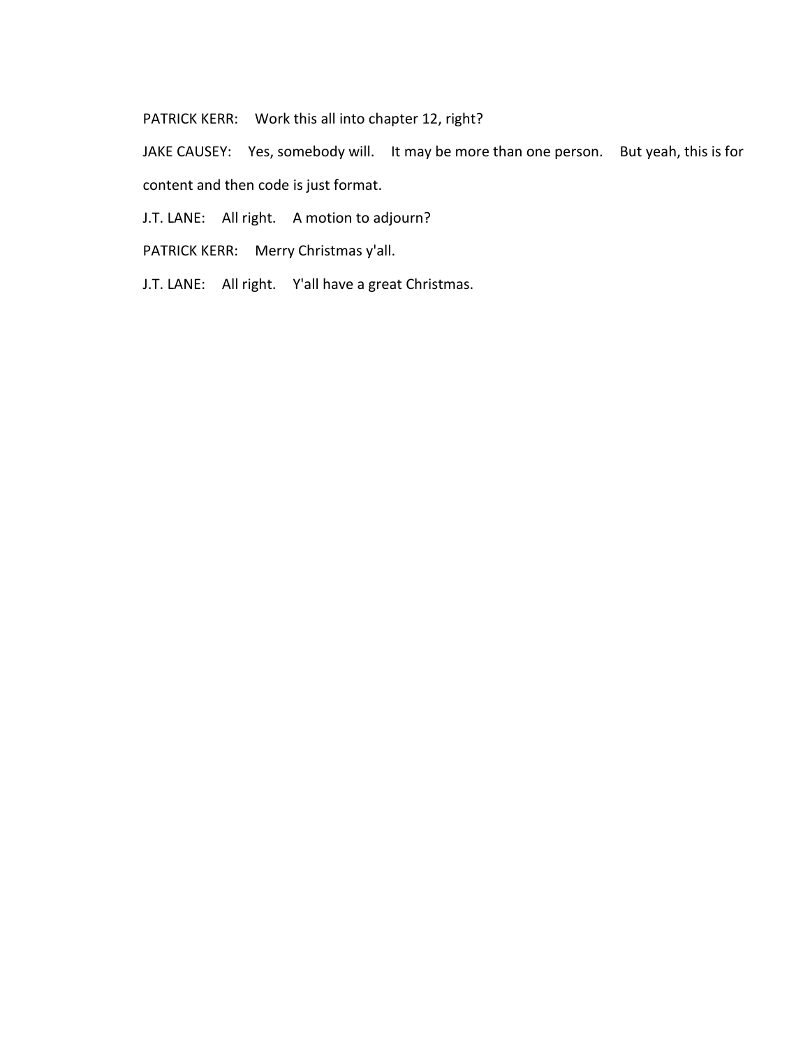PATRICK KERR: Work this all into chapter 12, right?

JAKE CAUSEY: Yes, somebody will. It may be more than one person. But yeah, this is for content and then code is just format.

J.T. LANE: All right. A motion to adjourn?

PATRICK KERR: Merry Christmas y'all.

J.T. LANE: All right. Y'all have a great Christmas.